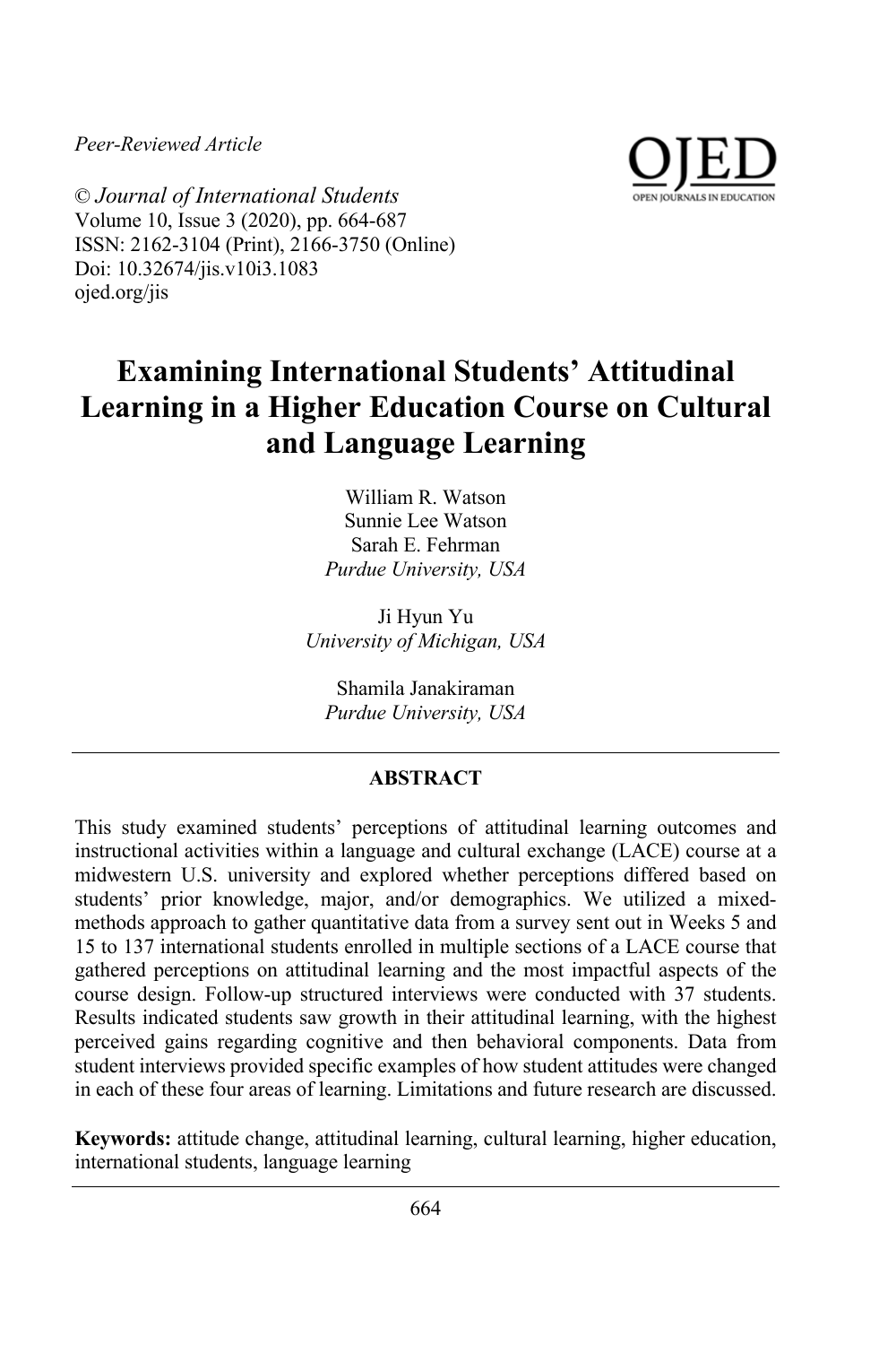*Peer-Reviewed Article*

© *Journal of International Students*
Volume 10, Issue 3 (2020), pp. 664-687
ISSN: 2162-3104 (Print), 2166-3750 (Online)
Doi: 10.32674/jis.v10i3.1083
ojed.org/jis

# Examining International Students' Attitudinal Learning in a Higher Education Course on Cultural and Language Learning

William R. Watson
Sunnie Lee Watson
Sarah E. Fehrman
*Purdue University, USA*

Ji Hyun Yu
*University of Michigan, USA*

Shamila Janakiraman
*Purdue University, USA*

## ABSTRACT

This study examined students' perceptions of attitudinal learning outcomes and instructional activities within a language and cultural exchange (LACE) course at a midwestern U.S. university and explored whether perceptions differed based on students' prior knowledge, major, and/or demographics. We utilized a mixed-methods approach to gather quantitative data from a survey sent out in Weeks 5 and 15 to 137 international students enrolled in multiple sections of a LACE course that gathered perceptions on attitudinal learning and the most impactful aspects of the course design. Follow-up structured interviews were conducted with 37 students. Results indicated students saw growth in their attitudinal learning, with the highest perceived gains regarding cognitive and then behavioral components. Data from student interviews provided specific examples of how student attitudes were changed in each of these four areas of learning. Limitations and future research are discussed.

**Keywords:** attitude change, attitudinal learning, cultural learning, higher education, international students, language learning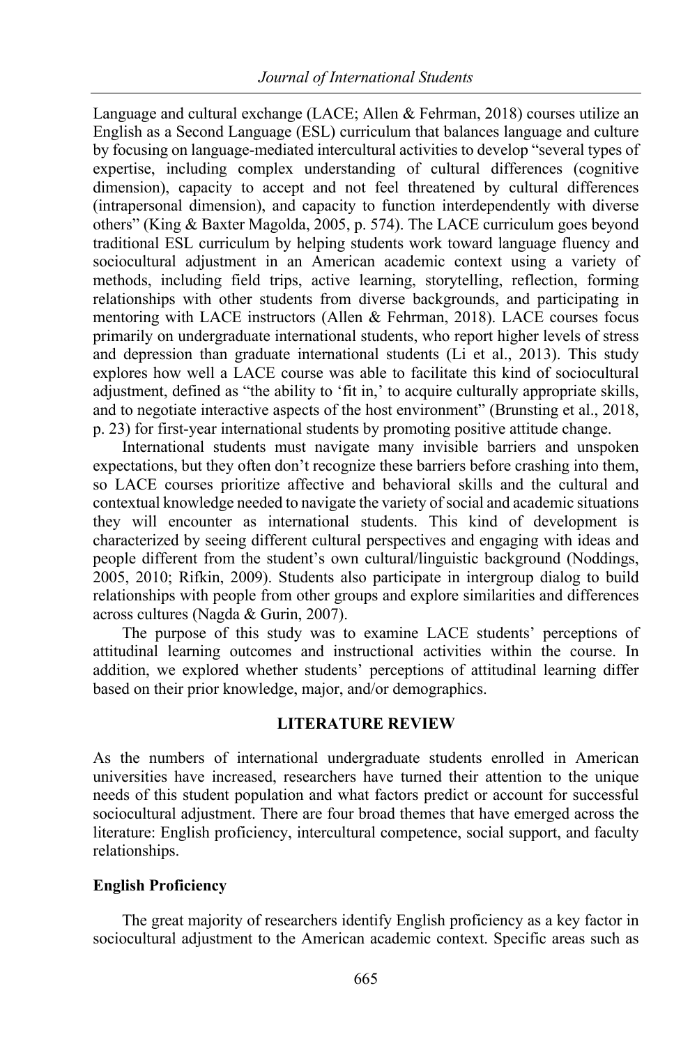Language and cultural exchange (LACE; Allen & Fehrman, 2018) courses utilize an English as a Second Language (ESL) curriculum that balances language and culture by focusing on language-mediated intercultural activities to develop "several types of expertise, including complex understanding of cultural differences (cognitive dimension), capacity to accept and not feel threatened by cultural differences (intrapersonal dimension), and capacity to function interdependently with diverse others" (King & Baxter Magolda, 2005, p. 574). The LACE curriculum goes beyond traditional ESL curriculum by helping students work toward language fluency and sociocultural adjustment in an American academic context using a variety of methods, including field trips, active learning, storytelling, reflection, forming relationships with other students from diverse backgrounds, and participating in mentoring with LACE instructors (Allen & Fehrman, 2018). LACE courses focus primarily on undergraduate international students, who report higher levels of stress and depression than graduate international students (Li et al., 2013). This study explores how well a LACE course was able to facilitate this kind of sociocultural adjustment, defined as "the ability to 'fit in,' to acquire culturally appropriate skills, and to negotiate interactive aspects of the host environment" (Brunsting et al., 2018, p. 23) for first-year international students by promoting positive attitude change.

International students must navigate many invisible barriers and unspoken expectations, but they often don't recognize these barriers before crashing into them, so LACE courses prioritize affective and behavioral skills and the cultural and contextual knowledge needed to navigate the variety of social and academic situations they will encounter as international students. This kind of development is characterized by seeing different cultural perspectives and engaging with ideas and people different from the student's own cultural/linguistic background (Noddings, 2005, 2010; Rifkin, 2009). Students also participate in intergroup dialog to build relationships with people from other groups and explore similarities and differences across cultures (Nagda & Gurin, 2007).

The purpose of this study was to examine LACE students' perceptions of attitudinal learning outcomes and instructional activities within the course. In addition, we explored whether students' perceptions of attitudinal learning differ based on their prior knowledge, major, and/or demographics.

## LITERATURE REVIEW

As the numbers of international undergraduate students enrolled in American universities have increased, researchers have turned their attention to the unique needs of this student population and what factors predict or account for successful sociocultural adjustment. There are four broad themes that have emerged across the literature: English proficiency, intercultural competence, social support, and faculty relationships.

### English Proficiency

The great majority of researchers identify English proficiency as a key factor in sociocultural adjustment to the American academic context. Specific areas such as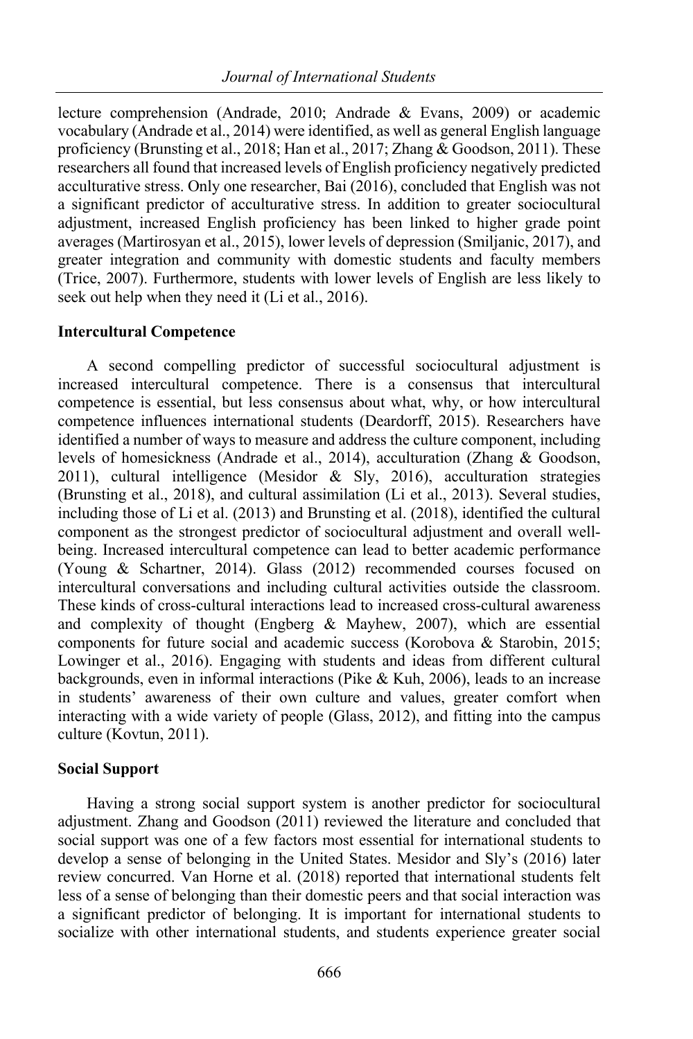lecture comprehension (Andrade, 2010; Andrade & Evans, 2009) or academic vocabulary (Andrade et al., 2014) were identified, as well as general English language proficiency (Brunsting et al., 2018; Han et al., 2017; Zhang & Goodson, 2011). These researchers all found that increased levels of English proficiency negatively predicted acculturative stress. Only one researcher, Bai (2016), concluded that English was not a significant predictor of acculturative stress. In addition to greater sociocultural adjustment, increased English proficiency has been linked to higher grade point averages (Martirosyan et al., 2015), lower levels of depression (Smiljanic, 2017), and greater integration and community with domestic students and faculty members (Trice, 2007). Furthermore, students with lower levels of English are less likely to seek out help when they need it (Li et al., 2016).

### Intercultural Competence

A second compelling predictor of successful sociocultural adjustment is increased intercultural competence. There is a consensus that intercultural competence is essential, but less consensus about what, why, or how intercultural competence influences international students (Deardorff, 2015). Researchers have identified a number of ways to measure and address the culture component, including levels of homesickness (Andrade et al., 2014), acculturation (Zhang & Goodson, 2011), cultural intelligence (Mesidor & Sly, 2016), acculturation strategies (Brunsting et al., 2018), and cultural assimilation (Li et al., 2013). Several studies, including those of Li et al. (2013) and Brunsting et al. (2018), identified the cultural component as the strongest predictor of sociocultural adjustment and overall well-being. Increased intercultural competence can lead to better academic performance (Young & Schartner, 2014). Glass (2012) recommended courses focused on intercultural conversations and including cultural activities outside the classroom. These kinds of cross-cultural interactions lead to increased cross-cultural awareness and complexity of thought (Engberg & Mayhew, 2007), which are essential components for future social and academic success (Korobova & Starobin, 2015; Lowinger et al., 2016). Engaging with students and ideas from different cultural backgrounds, even in informal interactions (Pike & Kuh, 2006), leads to an increase in students' awareness of their own culture and values, greater comfort when interacting with a wide variety of people (Glass, 2012), and fitting into the campus culture (Kovtun, 2011).

### Social Support

Having a strong social support system is another predictor for sociocultural adjustment. Zhang and Goodson (2011) reviewed the literature and concluded that social support was one of a few factors most essential for international students to develop a sense of belonging in the United States. Mesidor and Sly's (2016) later review concurred. Van Horne et al. (2018) reported that international students felt less of a sense of belonging than their domestic peers and that social interaction was a significant predictor of belonging. It is important for international students to socialize with other international students, and students experience greater social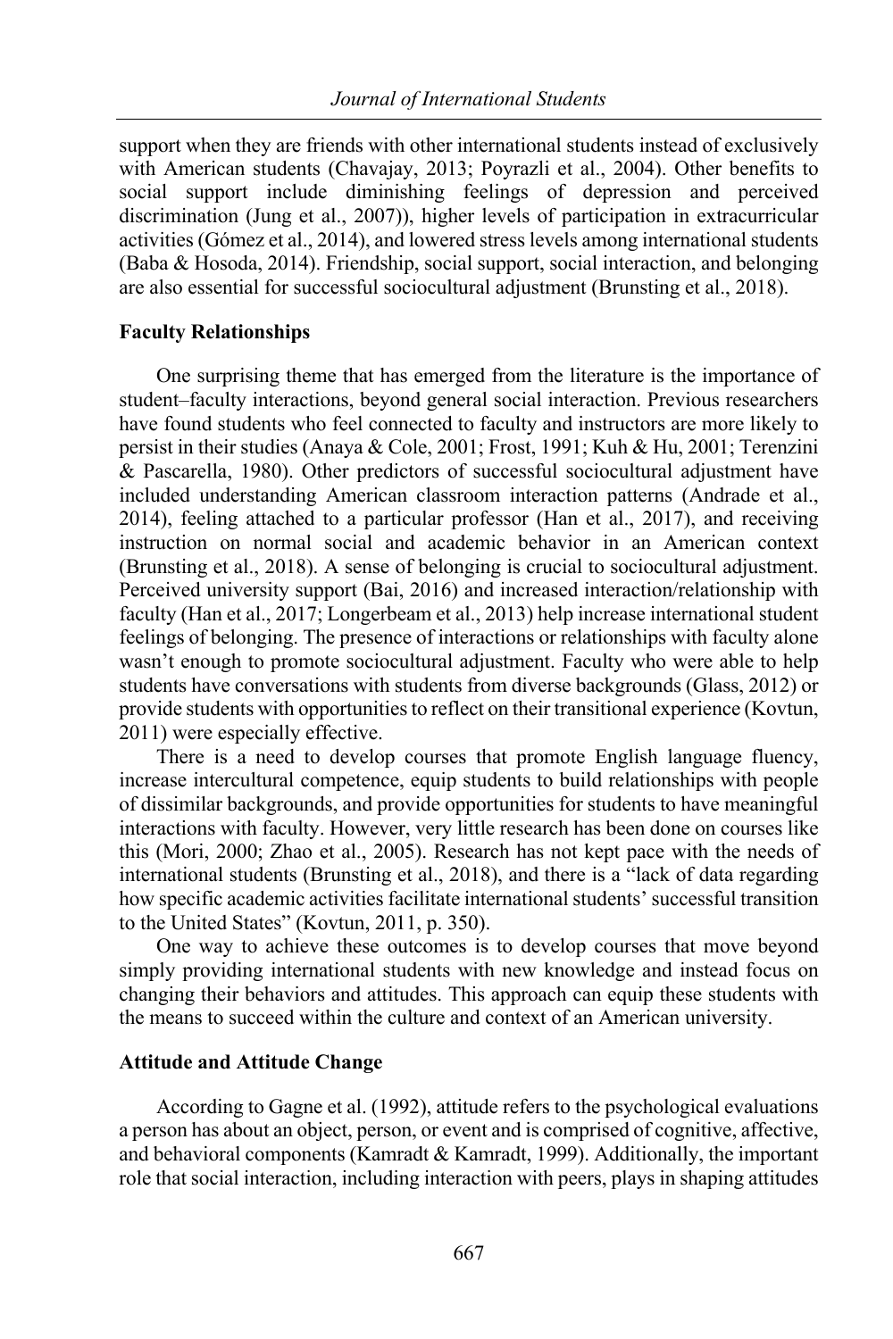support when they are friends with other international students instead of exclusively with American students (Chavajay, 2013; Poyrazli et al., 2004). Other benefits to social support include diminishing feelings of depression and perceived discrimination (Jung et al., 2007)), higher levels of participation in extracurricular activities (Gómez et al., 2014), and lowered stress levels among international students (Baba & Hosoda, 2014). Friendship, social support, social interaction, and belonging are also essential for successful sociocultural adjustment (Brunsting et al., 2018).

### Faculty Relationships

One surprising theme that has emerged from the literature is the importance of student–faculty interactions, beyond general social interaction. Previous researchers have found students who feel connected to faculty and instructors are more likely to persist in their studies (Anaya & Cole, 2001; Frost, 1991; Kuh & Hu, 2001; Terenzini & Pascarella, 1980). Other predictors of successful sociocultural adjustment have included understanding American classroom interaction patterns (Andrade et al., 2014), feeling attached to a particular professor (Han et al., 2017), and receiving instruction on normal social and academic behavior in an American context (Brunsting et al., 2018). A sense of belonging is crucial to sociocultural adjustment. Perceived university support (Bai, 2016) and increased interaction/relationship with faculty (Han et al., 2017; Longerbeam et al., 2013) help increase international student feelings of belonging. The presence of interactions or relationships with faculty alone wasn't enough to promote sociocultural adjustment. Faculty who were able to help students have conversations with students from diverse backgrounds (Glass, 2012) or provide students with opportunities to reflect on their transitional experience (Kovtun, 2011) were especially effective.

There is a need to develop courses that promote English language fluency, increase intercultural competence, equip students to build relationships with people of dissimilar backgrounds, and provide opportunities for students to have meaningful interactions with faculty. However, very little research has been done on courses like this (Mori, 2000; Zhao et al., 2005). Research has not kept pace with the needs of international students (Brunsting et al., 2018), and there is a "lack of data regarding how specific academic activities facilitate international students' successful transition to the United States" (Kovtun, 2011, p. 350).

One way to achieve these outcomes is to develop courses that move beyond simply providing international students with new knowledge and instead focus on changing their behaviors and attitudes. This approach can equip these students with the means to succeed within the culture and context of an American university.

### Attitude and Attitude Change

According to Gagne et al. (1992), attitude refers to the psychological evaluations a person has about an object, person, or event and is comprised of cognitive, affective, and behavioral components (Kamradt & Kamradt, 1999). Additionally, the important role that social interaction, including interaction with peers, plays in shaping attitudes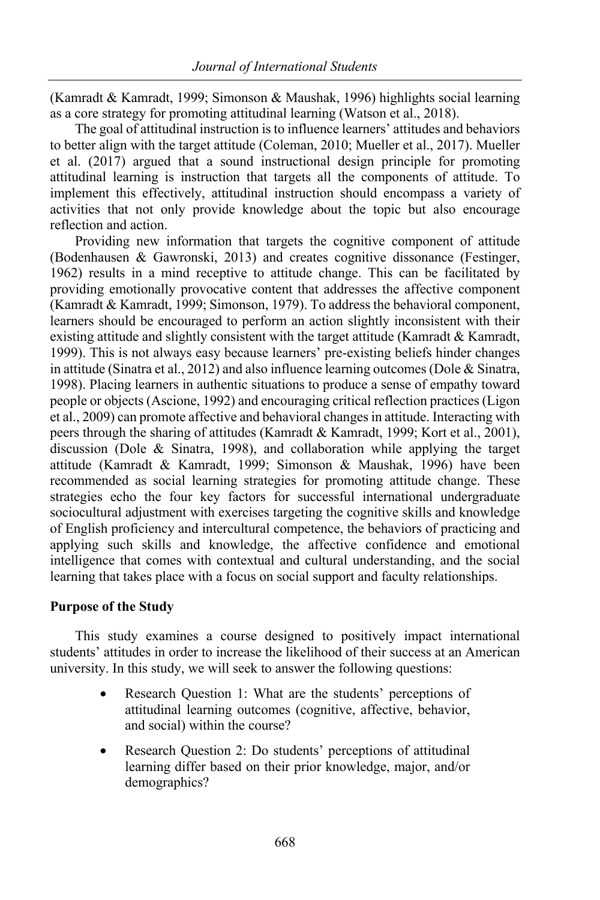(Kamradt & Kamradt, 1999; Simonson & Maushak, 1996) highlights social learning as a core strategy for promoting attitudinal learning (Watson et al., 2018).

The goal of attitudinal instruction is to influence learners' attitudes and behaviors to better align with the target attitude (Coleman, 2010; Mueller et al., 2017). Mueller et al. (2017) argued that a sound instructional design principle for promoting attitudinal learning is instruction that targets all the components of attitude. To implement this effectively, attitudinal instruction should encompass a variety of activities that not only provide knowledge about the topic but also encourage reflection and action.

Providing new information that targets the cognitive component of attitude (Bodenhausen & Gawronski, 2013) and creates cognitive dissonance (Festinger, 1962) results in a mind receptive to attitude change. This can be facilitated by providing emotionally provocative content that addresses the affective component (Kamradt & Kamradt, 1999; Simonson, 1979). To address the behavioral component, learners should be encouraged to perform an action slightly inconsistent with their existing attitude and slightly consistent with the target attitude (Kamradt & Kamradt, 1999). This is not always easy because learners' pre-existing beliefs hinder changes in attitude (Sinatra et al., 2012) and also influence learning outcomes (Dole & Sinatra, 1998). Placing learners in authentic situations to produce a sense of empathy toward people or objects (Ascione, 1992) and encouraging critical reflection practices (Ligon et al., 2009) can promote affective and behavioral changes in attitude. Interacting with peers through the sharing of attitudes (Kamradt & Kamradt, 1999; Kort et al., 2001), discussion (Dole & Sinatra, 1998), and collaboration while applying the target attitude (Kamradt & Kamradt, 1999; Simonson & Maushak, 1996) have been recommended as social learning strategies for promoting attitude change. These strategies echo the four key factors for successful international undergraduate sociocultural adjustment with exercises targeting the cognitive skills and knowledge of English proficiency and intercultural competence, the behaviors of practicing and applying such skills and knowledge, the affective confidence and emotional intelligence that comes with contextual and cultural understanding, and the social learning that takes place with a focus on social support and faculty relationships.

### Purpose of the Study

This study examines a course designed to positively impact international students' attitudes in order to increase the likelihood of their success at an American university. In this study, we will seek to answer the following questions:

- Research Question 1: What are the students' perceptions of attitudinal learning outcomes (cognitive, affective, behavior, and social) within the course?
- Research Question 2: Do students' perceptions of attitudinal learning differ based on their prior knowledge, major, and/or demographics?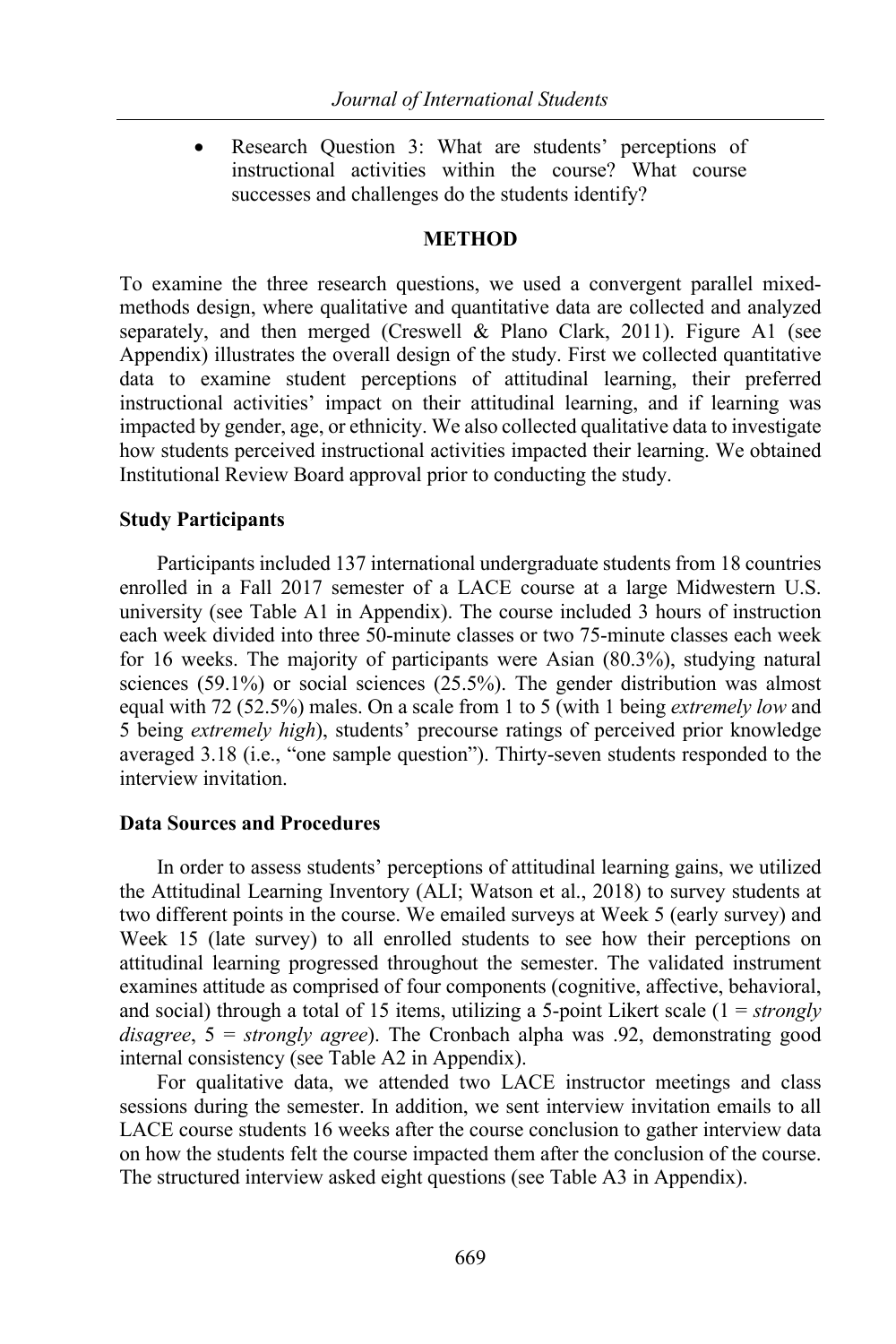- Research Question 3: What are students' perceptions of instructional activities within the course? What course successes and challenges do the students identify?

## METHOD

To examine the three research questions, we used a convergent parallel mixed-methods design, where qualitative and quantitative data are collected and analyzed separately, and then merged (Creswell & Plano Clark, 2011). Figure A1 (see Appendix) illustrates the overall design of the study. First we collected quantitative data to examine student perceptions of attitudinal learning, their preferred instructional activities' impact on their attitudinal learning, and if learning was impacted by gender, age, or ethnicity. We also collected qualitative data to investigate how students perceived instructional activities impacted their learning. We obtained Institutional Review Board approval prior to conducting the study.

### Study Participants

Participants included 137 international undergraduate students from 18 countries enrolled in a Fall 2017 semester of a LACE course at a large Midwestern U.S. university (see Table A1 in Appendix). The course included 3 hours of instruction each week divided into three 50-minute classes or two 75-minute classes each week for 16 weeks. The majority of participants were Asian (80.3%), studying natural sciences (59.1%) or social sciences (25.5%). The gender distribution was almost equal with 72 (52.5%) males. On a scale from 1 to 5 (with 1 being *extremely low* and 5 being *extremely high*), students' precourse ratings of perceived prior knowledge averaged 3.18 (i.e., "one sample question"). Thirty-seven students responded to the interview invitation.

### Data Sources and Procedures

In order to assess students' perceptions of attitudinal learning gains, we utilized the Attitudinal Learning Inventory (ALI; Watson et al., 2018) to survey students at two different points in the course. We emailed surveys at Week 5 (early survey) and Week 15 (late survey) to all enrolled students to see how their perceptions on attitudinal learning progressed throughout the semester. The validated instrument examines attitude as comprised of four components (cognitive, affective, behavioral, and social) through a total of 15 items, utilizing a 5-point Likert scale (1 = *strongly disagree*, 5 = *strongly agree*). The Cronbach alpha was .92, demonstrating good internal consistency (see Table A2 in Appendix).

For qualitative data, we attended two LACE instructor meetings and class sessions during the semester. In addition, we sent interview invitation emails to all LACE course students 16 weeks after the course conclusion to gather interview data on how the students felt the course impacted them after the conclusion of the course. The structured interview asked eight questions (see Table A3 in Appendix).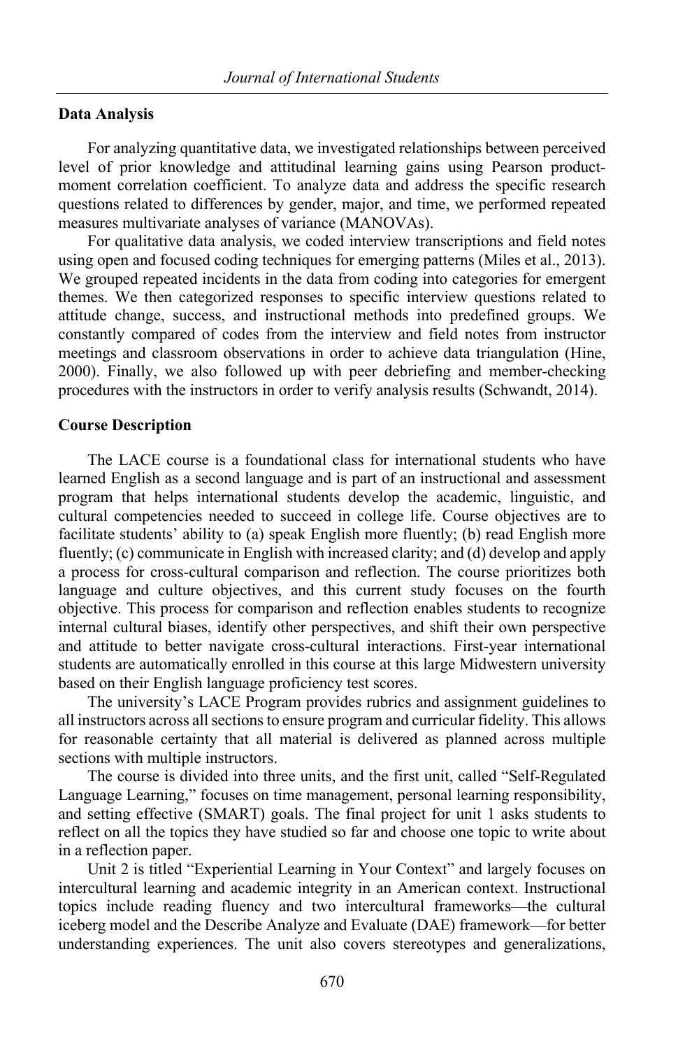### Data Analysis

For analyzing quantitative data, we investigated relationships between perceived level of prior knowledge and attitudinal learning gains using Pearson product-moment correlation coefficient. To analyze data and address the specific research questions related to differences by gender, major, and time, we performed repeated measures multivariate analyses of variance (MANOVAs).

For qualitative data analysis, we coded interview transcriptions and field notes using open and focused coding techniques for emerging patterns (Miles et al., 2013). We grouped repeated incidents in the data from coding into categories for emergent themes. We then categorized responses to specific interview questions related to attitude change, success, and instructional methods into predefined groups. We constantly compared of codes from the interview and field notes from instructor meetings and classroom observations in order to achieve data triangulation (Hine, 2000). Finally, we also followed up with peer debriefing and member-checking procedures with the instructors in order to verify analysis results (Schwandt, 2014).

### Course Description

The LACE course is a foundational class for international students who have learned English as a second language and is part of an instructional and assessment program that helps international students develop the academic, linguistic, and cultural competencies needed to succeed in college life. Course objectives are to facilitate students' ability to (a) speak English more fluently; (b) read English more fluently; (c) communicate in English with increased clarity; and (d) develop and apply a process for cross-cultural comparison and reflection. The course prioritizes both language and culture objectives, and this current study focuses on the fourth objective. This process for comparison and reflection enables students to recognize internal cultural biases, identify other perspectives, and shift their own perspective and attitude to better navigate cross-cultural interactions. First-year international students are automatically enrolled in this course at this large Midwestern university based on their English language proficiency test scores.

The university's LACE Program provides rubrics and assignment guidelines to all instructors across all sections to ensure program and curricular fidelity. This allows for reasonable certainty that all material is delivered as planned across multiple sections with multiple instructors.

The course is divided into three units, and the first unit, called "Self-Regulated Language Learning," focuses on time management, personal learning responsibility, and setting effective (SMART) goals. The final project for unit 1 asks students to reflect on all the topics they have studied so far and choose one topic to write about in a reflection paper.

Unit 2 is titled "Experiential Learning in Your Context" and largely focuses on intercultural learning and academic integrity in an American context. Instructional topics include reading fluency and two intercultural frameworks—the cultural iceberg model and the Describe Analyze and Evaluate (DAE) framework—for better understanding experiences. The unit also covers stereotypes and generalizations,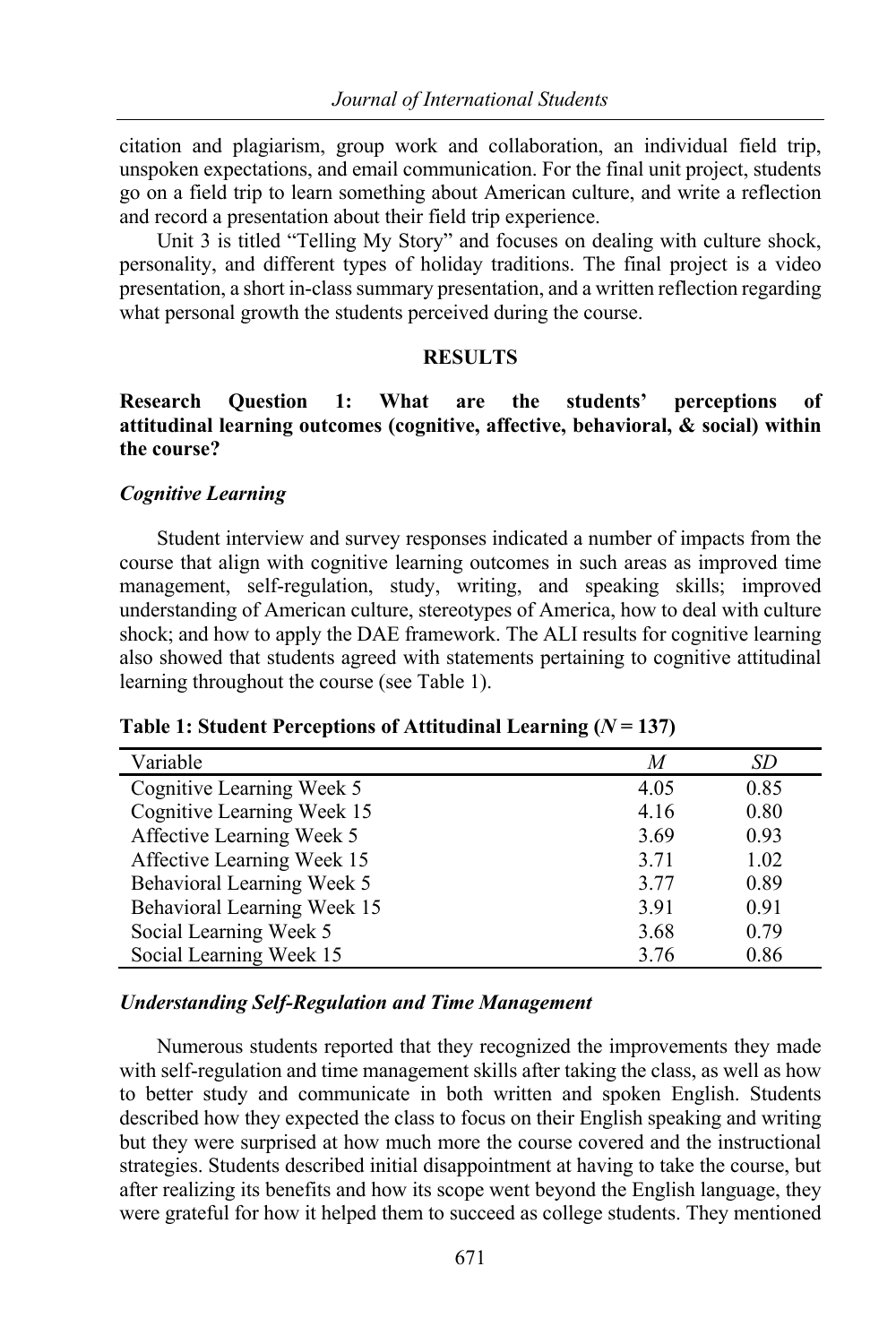citation and plagiarism, group work and collaboration, an individual field trip, unspoken expectations, and email communication. For the final unit project, students go on a field trip to learn something about American culture, and write a reflection and record a presentation about their field trip experience.

Unit 3 is titled "Telling My Story" and focuses on dealing with culture shock, personality, and different types of holiday traditions. The final project is a video presentation, a short in-class summary presentation, and a written reflection regarding what personal growth the students perceived during the course.

## RESULTS

### Research Question 1: What are the students' perceptions of attitudinal learning outcomes (cognitive, affective, behavioral, & social) within the course?

#### *Cognitive Learning*

Student interview and survey responses indicated a number of impacts from the course that align with cognitive learning outcomes in such areas as improved time management, self-regulation, study, writing, and speaking skills; improved understanding of American culture, stereotypes of America, how to deal with culture shock; and how to apply the DAE framework. The ALI results for cognitive learning also showed that students agreed with statements pertaining to cognitive attitudinal learning throughout the course (see Table 1).

**Table 1: Student Perceptions of Attitudinal Learning ($N = 137$)**

| Variable | $M$ | $SD$ |
|---|---|---|
| Cognitive Learning Week 5 | 4.05 | 0.85 |
| Cognitive Learning Week 15 | 4.16 | 0.80 |
| Affective Learning Week 5 | 3.69 | 0.93 |
| Affective Learning Week 15 | 3.71 | 1.02 |
| Behavioral Learning Week 5 | 3.77 | 0.89 |
| Behavioral Learning Week 15 | 3.91 | 0.91 |
| Social Learning Week 5 | 3.68 | 0.79 |
| Social Learning Week 15 | 3.76 | 0.86 |

#### *Understanding Self-Regulation and Time Management*

Numerous students reported that they recognized the improvements they made with self-regulation and time management skills after taking the class, as well as how to better study and communicate in both written and spoken English. Students described how they expected the class to focus on their English speaking and writing but they were surprised at how much more the course covered and the instructional strategies. Students described initial disappointment at having to take the course, but after realizing its benefits and how its scope went beyond the English language, they were grateful for how it helped them to succeed as college students. They mentioned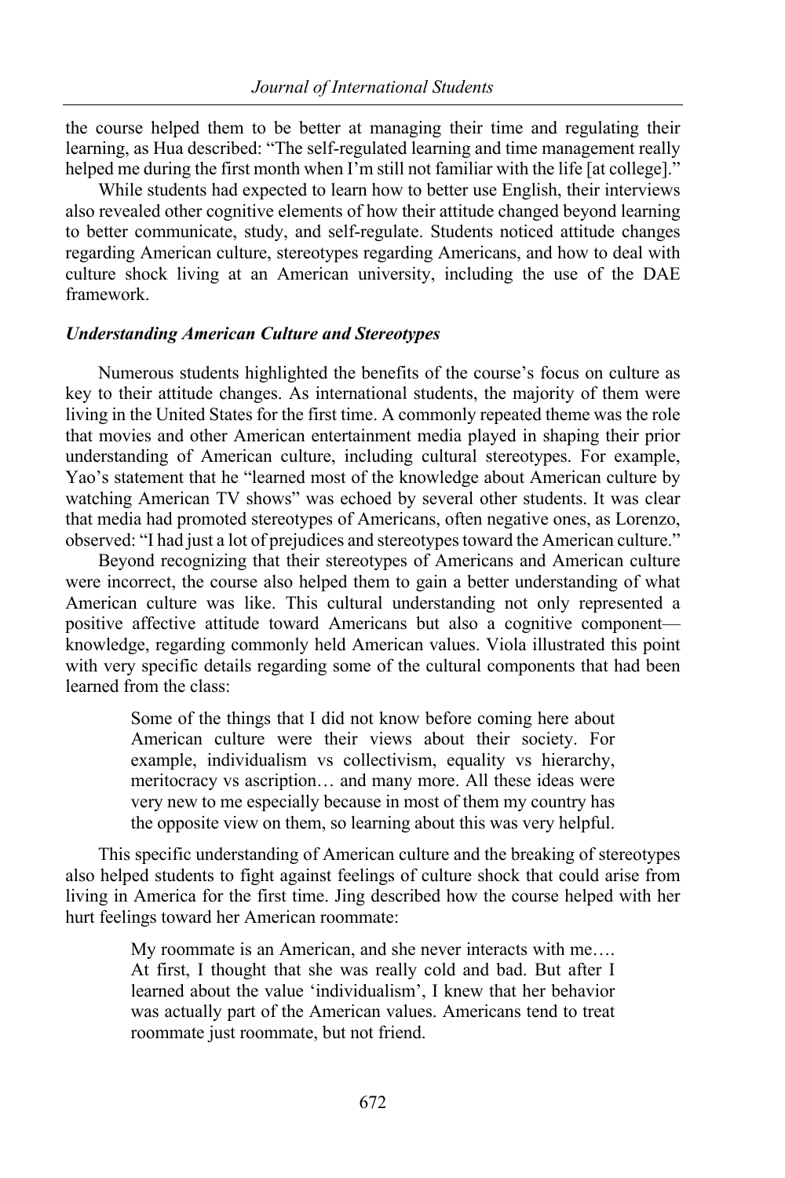the course helped them to be better at managing their time and regulating their learning, as Hua described: "The self-regulated learning and time management really helped me during the first month when I'm still not familiar with the life [at college]."

While students had expected to learn how to better use English, their interviews also revealed other cognitive elements of how their attitude changed beyond learning to better communicate, study, and self-regulate. Students noticed attitude changes regarding American culture, stereotypes regarding Americans, and how to deal with culture shock living at an American university, including the use of the DAE framework.

### *Understanding American Culture and Stereotypes*

Numerous students highlighted the benefits of the course's focus on culture as key to their attitude changes. As international students, the majority of them were living in the United States for the first time. A commonly repeated theme was the role that movies and other American entertainment media played in shaping their prior understanding of American culture, including cultural stereotypes. For example, Yao's statement that he "learned most of the knowledge about American culture by watching American TV shows" was echoed by several other students. It was clear that media had promoted stereotypes of Americans, often negative ones, as Lorenzo, observed: "I had just a lot of prejudices and stereotypes toward the American culture."

Beyond recognizing that their stereotypes of Americans and American culture were incorrect, the course also helped them to gain a better understanding of what American culture was like. This cultural understanding not only represented a positive affective attitude toward Americans but also a cognitive component—knowledge, regarding commonly held American values. Viola illustrated this point with very specific details regarding some of the cultural components that had been learned from the class:

> Some of the things that I did not know before coming here about American culture were their views about their society. For example, individualism vs collectivism, equality vs hierarchy, meritocracy vs ascription… and many more. All these ideas were very new to me especially because in most of them my country has the opposite view on them, so learning about this was very helpful.

This specific understanding of American culture and the breaking of stereotypes also helped students to fight against feelings of culture shock that could arise from living in America for the first time. Jing described how the course helped with her hurt feelings toward her American roommate:

> My roommate is an American, and she never interacts with me…. At first, I thought that she was really cold and bad. But after I learned about the value 'individualism', I knew that her behavior was actually part of the American values. Americans tend to treat roommate just roommate, but not friend.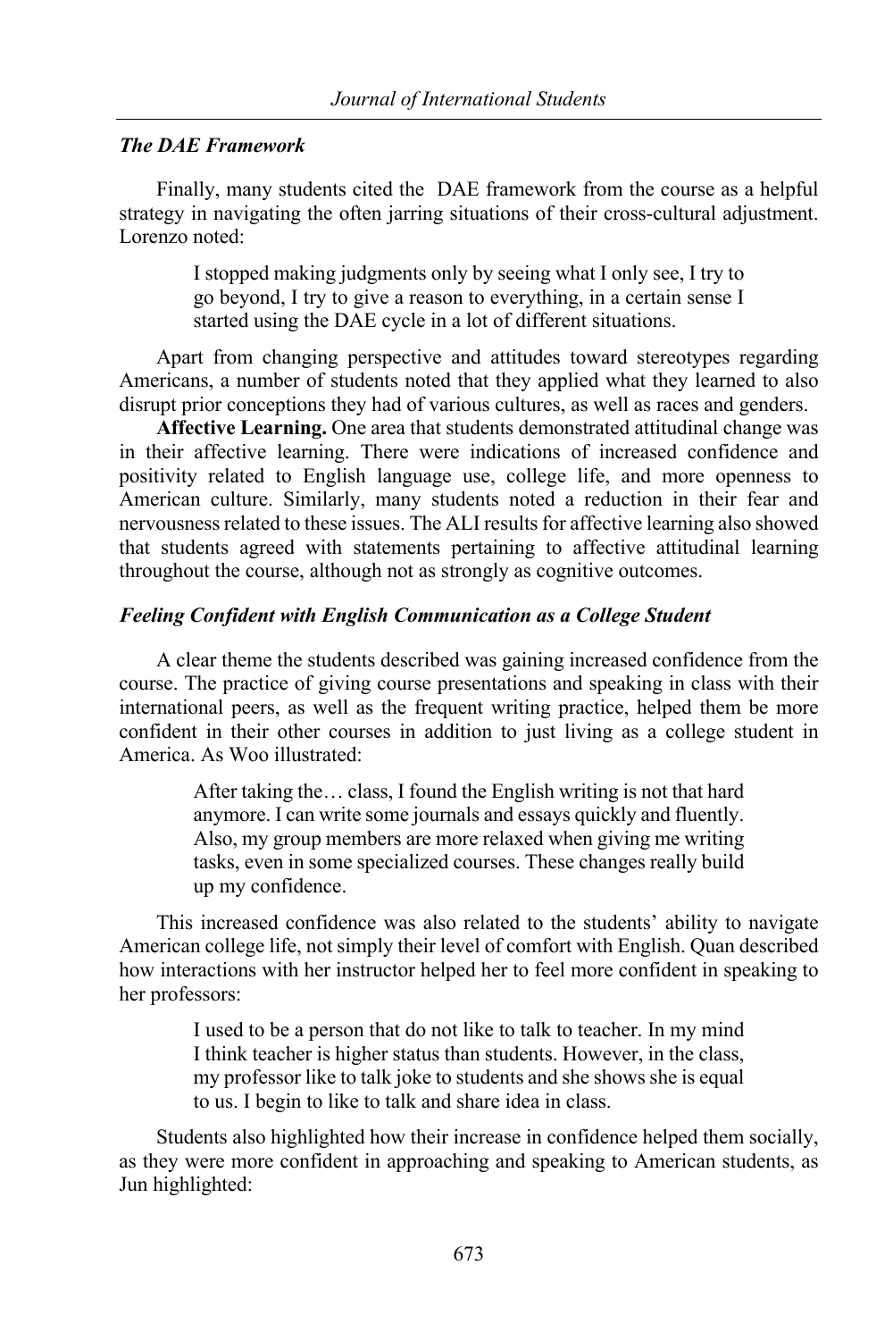### *The DAE Framework*

Finally, many students cited the DAE framework from the course as a helpful strategy in navigating the often jarring situations of their cross-cultural adjustment. Lorenzo noted:

> I stopped making judgments only by seeing what I only see, I try to go beyond, I try to give a reason to everything, in a certain sense I started using the DAE cycle in a lot of different situations.

Apart from changing perspective and attitudes toward stereotypes regarding Americans, a number of students noted that they applied what they learned to also disrupt prior conceptions they had of various cultures, as well as races and genders.

**Affective Learning.** One area that students demonstrated attitudinal change was in their affective learning. There were indications of increased confidence and positivity related to English language use, college life, and more openness to American culture. Similarly, many students noted a reduction in their fear and nervousness related to these issues. The ALI results for affective learning also showed that students agreed with statements pertaining to affective attitudinal learning throughout the course, although not as strongly as cognitive outcomes.

### *Feeling Confident with English Communication as a College Student*

A clear theme the students described was gaining increased confidence from the course. The practice of giving course presentations and speaking in class with their international peers, as well as the frequent writing practice, helped them be more confident in their other courses in addition to just living as a college student in America. As Woo illustrated:

> After taking the… class, I found the English writing is not that hard anymore. I can write some journals and essays quickly and fluently. Also, my group members are more relaxed when giving me writing tasks, even in some specialized courses. These changes really build up my confidence.

This increased confidence was also related to the students' ability to navigate American college life, not simply their level of comfort with English. Quan described how interactions with her instructor helped her to feel more confident in speaking to her professors:

> I used to be a person that do not like to talk to teacher. In my mind I think teacher is higher status than students. However, in the class, my professor like to talk joke to students and she shows she is equal to us. I begin to like to talk and share idea in class.

Students also highlighted how their increase in confidence helped them socially, as they were more confident in approaching and speaking to American students, as Jun highlighted: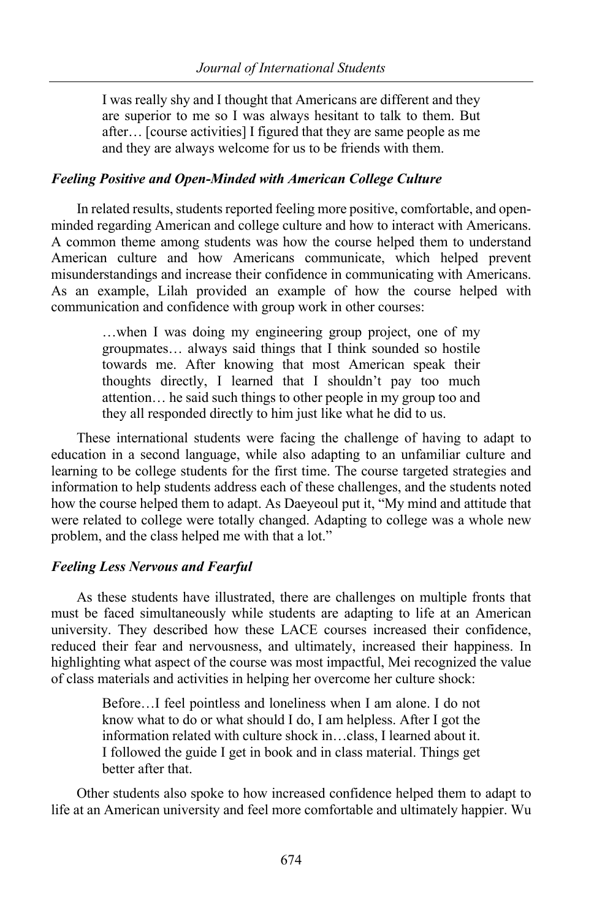> I was really shy and I thought that Americans are different and they are superior to me so I was always hesitant to talk to them. But after… [course activities] I figured that they are same people as me and they are always welcome for us to be friends with them.

### *Feeling Positive and Open-Minded with American College Culture*

In related results, students reported feeling more positive, comfortable, and open-minded regarding American and college culture and how to interact with Americans. A common theme among students was how the course helped them to understand American culture and how Americans communicate, which helped prevent misunderstandings and increase their confidence in communicating with Americans. As an example, Lilah provided an example of how the course helped with communication and confidence with group work in other courses:

> …when I was doing my engineering group project, one of my groupmates… always said things that I think sounded so hostile towards me. After knowing that most American speak their thoughts directly, I learned that I shouldn't pay too much attention… he said such things to other people in my group too and they all responded directly to him just like what he did to us.

These international students were facing the challenge of having to adapt to education in a second language, while also adapting to an unfamiliar culture and learning to be college students for the first time. The course targeted strategies and information to help students address each of these challenges, and the students noted how the course helped them to adapt. As Daeyeoul put it, "My mind and attitude that were related to college were totally changed. Adapting to college was a whole new problem, and the class helped me with that a lot."

### *Feeling Less Nervous and Fearful*

As these students have illustrated, there are challenges on multiple fronts that must be faced simultaneously while students are adapting to life at an American university. They described how these LACE courses increased their confidence, reduced their fear and nervousness, and ultimately, increased their happiness. In highlighting what aspect of the course was most impactful, Mei recognized the value of class materials and activities in helping her overcome her culture shock:

> Before…I feel pointless and loneliness when I am alone. I do not know what to do or what should I do, I am helpless. After I got the information related with culture shock in…class, I learned about it. I followed the guide I get in book and in class material. Things get better after that.

Other students also spoke to how increased confidence helped them to adapt to life at an American university and feel more comfortable and ultimately happier. Wu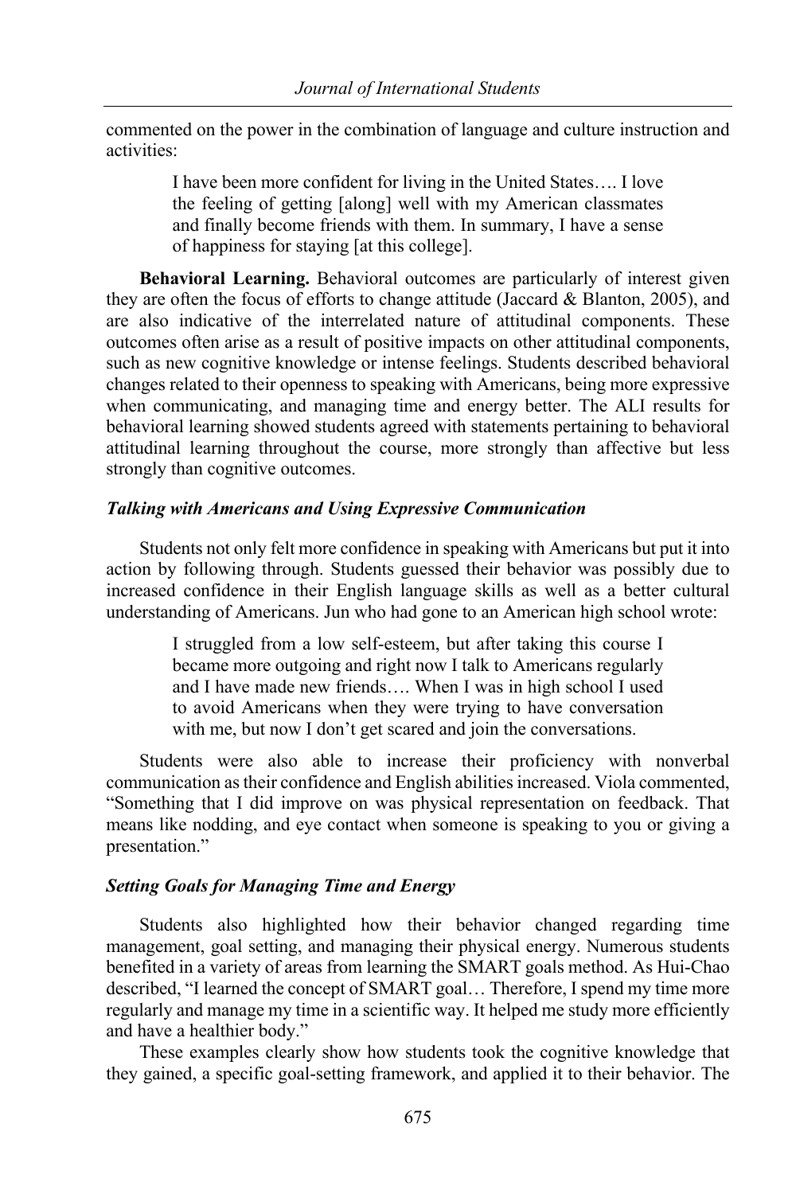commented on the power in the combination of language and culture instruction and activities:

> I have been more confident for living in the United States…. I love the feeling of getting [along] well with my American classmates and finally become friends with them. In summary, I have a sense of happiness for staying [at this college].

**Behavioral Learning.** Behavioral outcomes are particularly of interest given they are often the focus of efforts to change attitude (Jaccard & Blanton, 2005), and are also indicative of the interrelated nature of attitudinal components. These outcomes often arise as a result of positive impacts on other attitudinal components, such as new cognitive knowledge or intense feelings. Students described behavioral changes related to their openness to speaking with Americans, being more expressive when communicating, and managing time and energy better. The ALI results for behavioral learning showed students agreed with statements pertaining to behavioral attitudinal learning throughout the course, more strongly than affective but less strongly than cognitive outcomes.

### *Talking with Americans and Using Expressive Communication*

Students not only felt more confidence in speaking with Americans but put it into action by following through. Students guessed their behavior was possibly due to increased confidence in their English language skills as well as a better cultural understanding of Americans. Jun who had gone to an American high school wrote:

> I struggled from a low self-esteem, but after taking this course I became more outgoing and right now I talk to Americans regularly and I have made new friends…. When I was in high school I used to avoid Americans when they were trying to have conversation with me, but now I don't get scared and join the conversations.

Students were also able to increase their proficiency with nonverbal communication as their confidence and English abilities increased. Viola commented, "Something that I did improve on was physical representation on feedback. That means like nodding, and eye contact when someone is speaking to you or giving a presentation."

### *Setting Goals for Managing Time and Energy*

Students also highlighted how their behavior changed regarding time management, goal setting, and managing their physical energy. Numerous students benefited in a variety of areas from learning the SMART goals method. As Hui-Chao described, "I learned the concept of SMART goal… Therefore, I spend my time more regularly and manage my time in a scientific way. It helped me study more efficiently and have a healthier body."

These examples clearly show how students took the cognitive knowledge that they gained, a specific goal-setting framework, and applied it to their behavior. The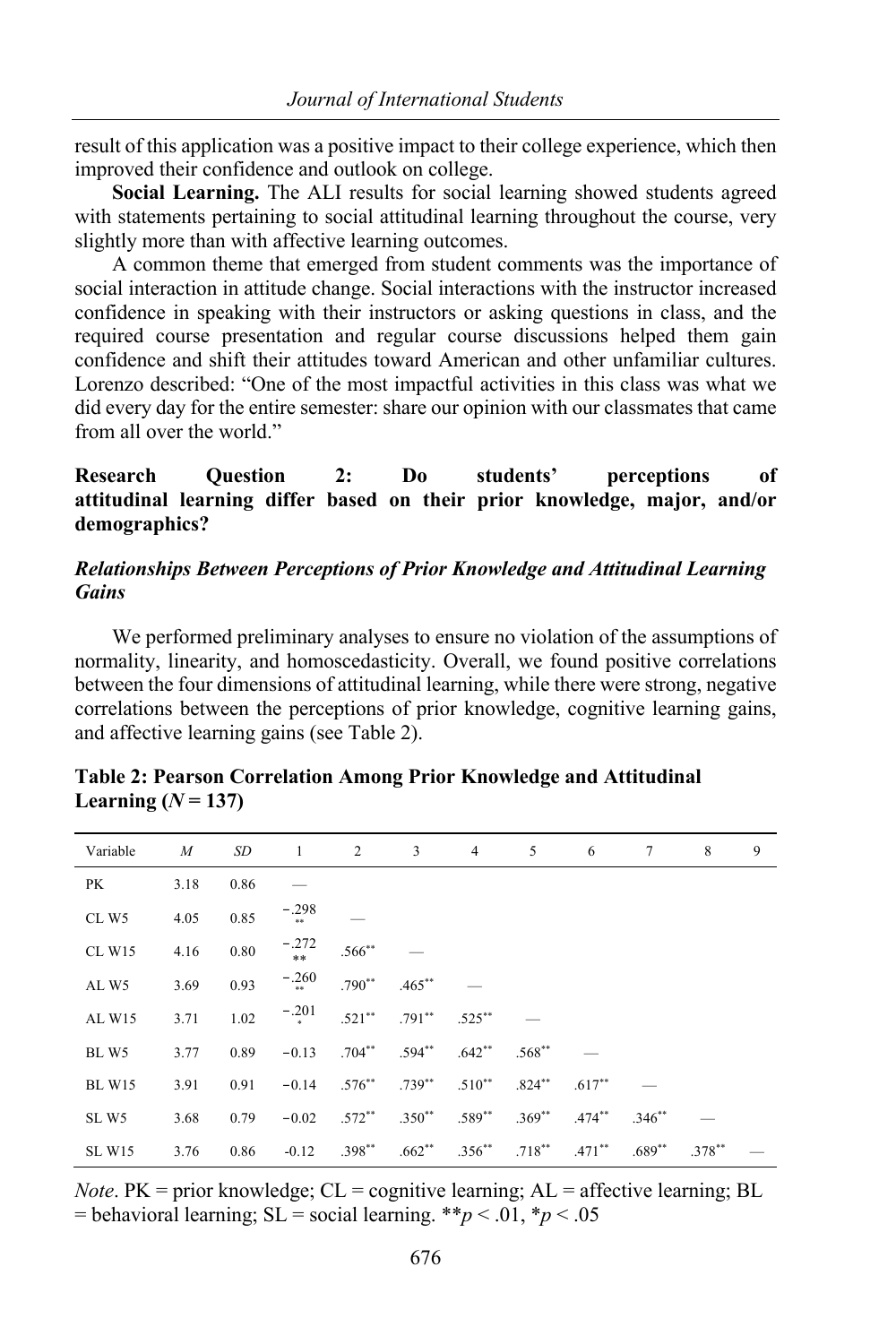result of this application was a positive impact to their college experience, which then improved their confidence and outlook on college.

**Social Learning.** The ALI results for social learning showed students agreed with statements pertaining to social attitudinal learning throughout the course, very slightly more than with affective learning outcomes.

A common theme that emerged from student comments was the importance of social interaction in attitude change. Social interactions with the instructor increased confidence in speaking with their instructors or asking questions in class, and the required course presentation and regular course discussions helped them gain confidence and shift their attitudes toward American and other unfamiliar cultures. Lorenzo described: "One of the most impactful activities in this class was what we did every day for the entire semester: share our opinion with our classmates that came from all over the world."

### Research Question 2: Do students' perceptions of attitudinal learning differ based on their prior knowledge, major, and/or demographics?

#### *Relationships Between Perceptions of Prior Knowledge and Attitudinal Learning Gains*

We performed preliminary analyses to ensure no violation of the assumptions of normality, linearity, and homoscedasticity. Overall, we found positive correlations between the four dimensions of attitudinal learning, while there were strong, negative correlations between the perceptions of prior knowledge, cognitive learning gains, and affective learning gains (see Table 2).

**Table 2: Pearson Correlation Among Prior Knowledge and Attitudinal Learning ($N = 137$)**

| Variable | *M* | *SD* | 1 | 2 | 3 | 4 | 5 | 6 | 7 | 8 | 9 |
|---|---|---|---|---|---|---|---|---|---|---|---|
| PK | 3.18 | 0.86 | — | | | | | | | | |
| CL W5 | 4.05 | 0.85 | −.298** | — | | | | | | | |
| CL W15 | 4.16 | 0.80 | −.272** | .566** | — | | | | | | |
| AL W5 | 3.69 | 0.93 | −.260** | .790** | .465** | — | | | | | |
| AL W15 | 3.71 | 1.02 | −.201* | .521** | .791** | .525** | — | | | | |
| BL W5 | 3.77 | 0.89 | −0.13 | .704** | .594** | .642** | .568** | — | | | |
| BL W15 | 3.91 | 0.91 | −0.14 | .576** | .739** | .510** | .824** | .617** | — | | |
| SL W5 | 3.68 | 0.79 | −0.02 | .572** | .350** | .589** | .369** | .474** | .346** | — | |
| SL W15 | 3.76 | 0.86 | -0.12 | .398** | .662** | .356** | .718** | .471** | .689** | .378** | — |

*Note*. PK = prior knowledge; CL = cognitive learning; AL = affective learning; BL = behavioral learning; SL = social learning. $^{**}p < .01$, $^{*}p < .05$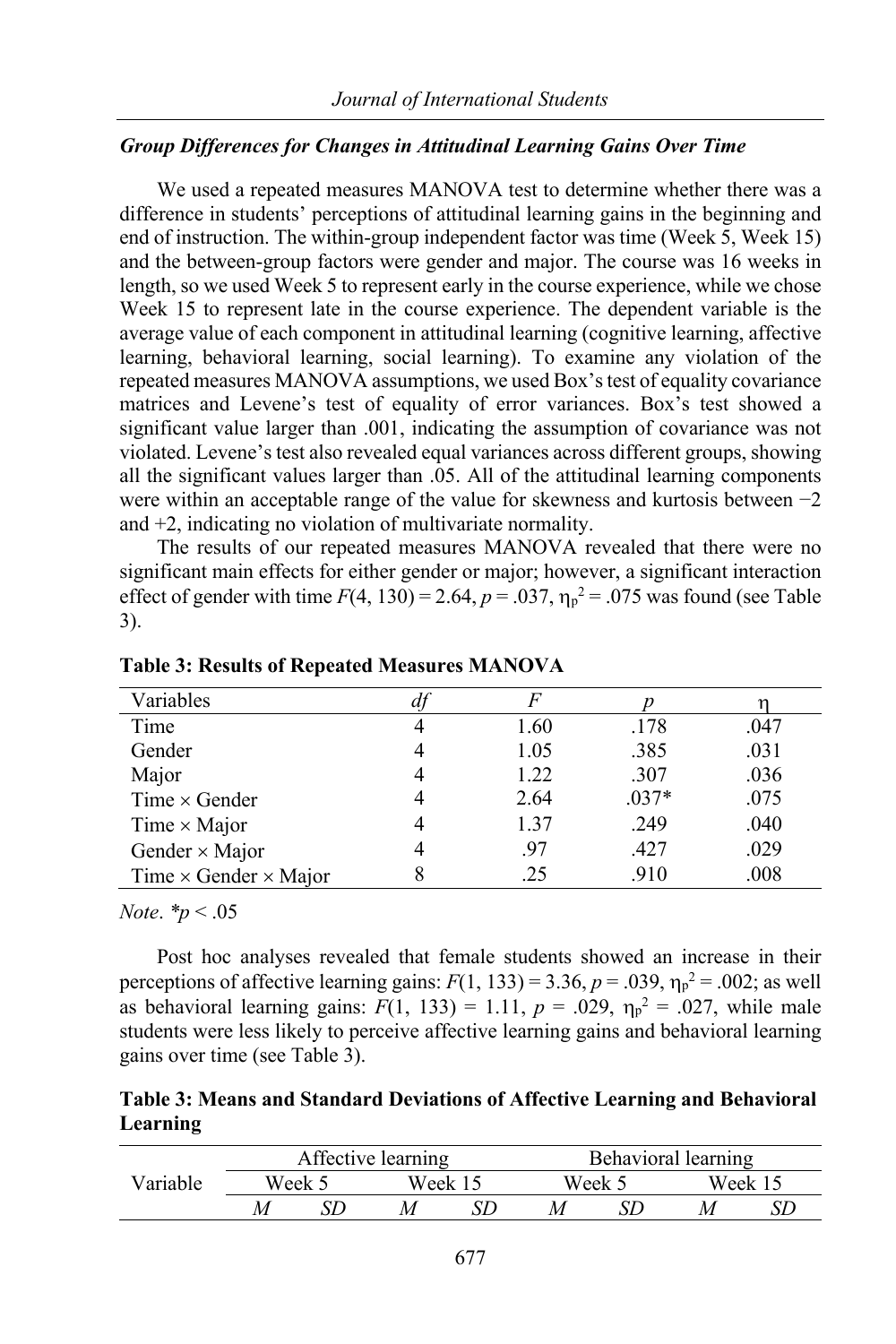### *Group Differences for Changes in Attitudinal Learning Gains Over Time*

We used a repeated measures MANOVA test to determine whether there was a difference in students' perceptions of attitudinal learning gains in the beginning and end of instruction. The within-group independent factor was time (Week 5, Week 15) and the between-group factors were gender and major. The course was 16 weeks in length, so we used Week 5 to represent early in the course experience, while we chose Week 15 to represent late in the course experience. The dependent variable is the average value of each component in attitudinal learning (cognitive learning, affective learning, behavioral learning, social learning). To examine any violation of the repeated measures MANOVA assumptions, we used Box's test of equality covariance matrices and Levene's test of equality of error variances. Box's test showed a significant value larger than .001, indicating the assumption of covariance was not violated. Levene's test also revealed equal variances across different groups, showing all the significant values larger than .05. All of the attitudinal learning components were within an acceptable range of the value for skewness and kurtosis between −2 and +2, indicating no violation of multivariate normality.

The results of our repeated measures MANOVA revealed that there were no significant main effects for either gender or major; however, a significant interaction effect of gender with time $F(4, 130) = 2.64$, $p = .037$, $\eta_p^2 = .075$ was found (see Table 3).

**Table 3: Results of Repeated Measures MANOVA**

| Variables | *df* | *F* | *p* | η |
|---|---|---|---|---|
| Time | 4 | 1.60 | .178 | .047 |
| Gender | 4 | 1.05 | .385 | .031 |
| Major | 4 | 1.22 | .307 | .036 |
| Time × Gender | 4 | 2.64 | .037* | .075 |
| Time × Major | 4 | 1.37 | .249 | .040 |
| Gender × Major | 4 | .97 | .427 | .029 |
| Time × Gender × Major | 8 | .25 | .910 | .008 |

*Note*. \*$p < .05$

Post hoc analyses revealed that female students showed an increase in their perceptions of affective learning gains: $F(1, 133) = 3.36$, $p = .039$, $\eta_p^2 = .002$; as well as behavioral learning gains: $F(1, 133) = 1.11$, $p = .029$, $\eta_p^2 = .027$, while male students were less likely to perceive affective learning gains and behavioral learning gains over time (see Table 3).

**Table 3: Means and Standard Deviations of Affective Learning and Behavioral Learning**

| Variable | Affective learning | | | | Behavioral learning | | | |
|---|---|---|---|---|---|---|---|---|
| | Week 5 | | Week 15 | | Week 5 | | Week 15 | |
| | *M* | *SD* | *M* | *SD* | *M* | *SD* | *M* | *SD* |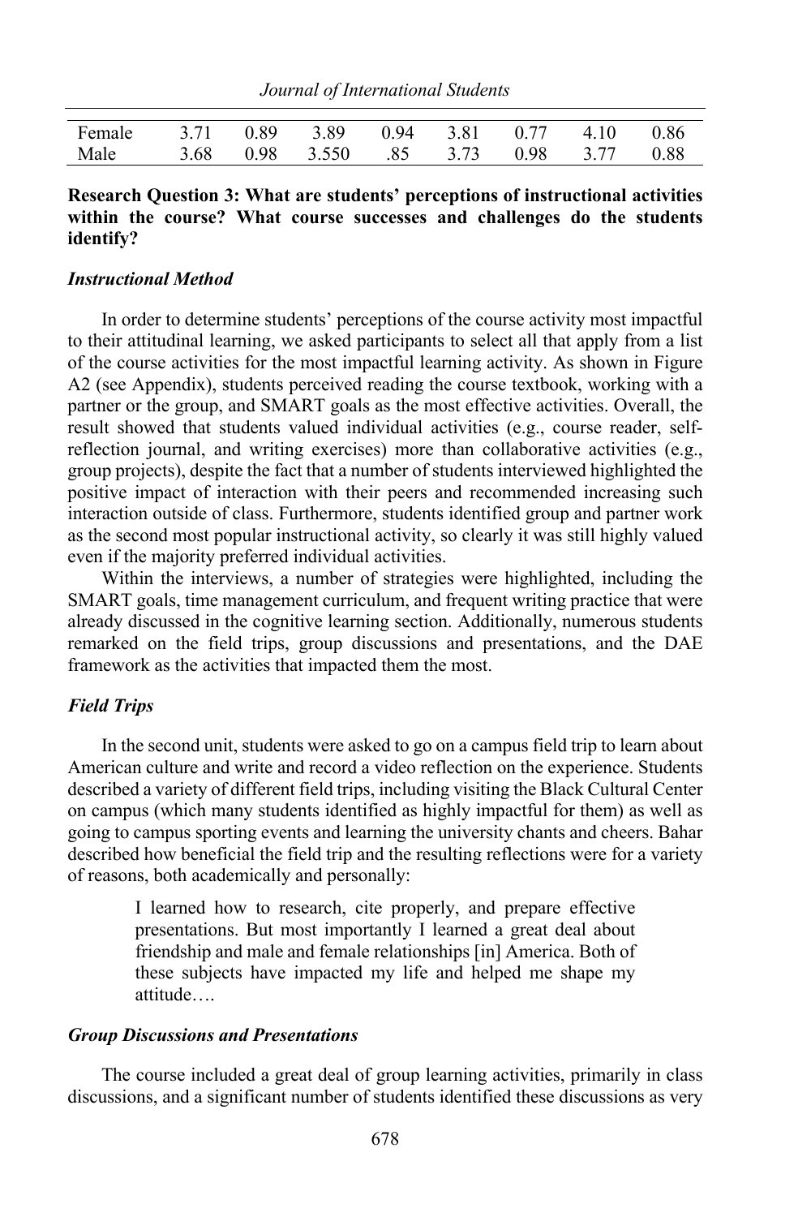| | | | | | | | | |
|---|---|---|---|---|---|---|---|---|
| Female | 3.71 | 0.89 | 3.89 | 0.94 | 3.81 | 0.77 | 4.10 | 0.86 |
| Male | 3.68 | 0.98 | 3.550 | .85 | 3.73 | 0.98 | 3.77 | 0.88 |

**Research Question 3: What are students' perceptions of instructional activities within the course? What course successes and challenges do the students identify?**

### *Instructional Method*

In order to determine students' perceptions of the course activity most impactful to their attitudinal learning, we asked participants to select all that apply from a list of the course activities for the most impactful learning activity. As shown in Figure A2 (see Appendix), students perceived reading the course textbook, working with a partner or the group, and SMART goals as the most effective activities. Overall, the result showed that students valued individual activities (e.g., course reader, self-reflection journal, and writing exercises) more than collaborative activities (e.g., group projects), despite the fact that a number of students interviewed highlighted the positive impact of interaction with their peers and recommended increasing such interaction outside of class. Furthermore, students identified group and partner work as the second most popular instructional activity, so clearly it was still highly valued even if the majority preferred individual activities.

Within the interviews, a number of strategies were highlighted, including the SMART goals, time management curriculum, and frequent writing practice that were already discussed in the cognitive learning section. Additionally, numerous students remarked on the field trips, group discussions and presentations, and the DAE framework as the activities that impacted them the most.

### *Field Trips*

In the second unit, students were asked to go on a campus field trip to learn about American culture and write and record a video reflection on the experience. Students described a variety of different field trips, including visiting the Black Cultural Center on campus (which many students identified as highly impactful for them) as well as going to campus sporting events and learning the university chants and cheers. Bahar described how beneficial the field trip and the resulting reflections were for a variety of reasons, both academically and personally:

> I learned how to research, cite properly, and prepare effective presentations. But most importantly I learned a great deal about friendship and male and female relationships [in] America. Both of these subjects have impacted my life and helped me shape my attitude….

### *Group Discussions and Presentations*

The course included a great deal of group learning activities, primarily in class discussions, and a significant number of students identified these discussions as very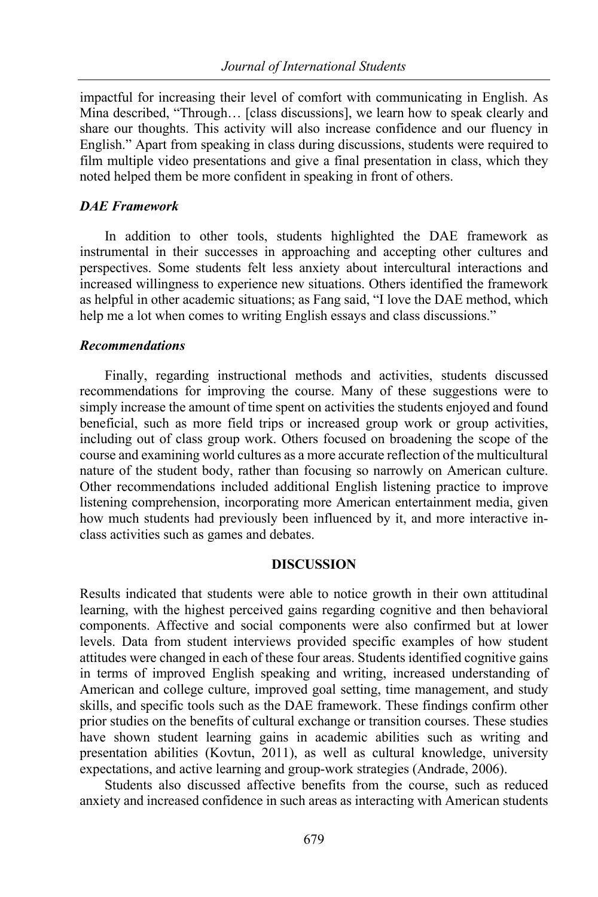impactful for increasing their level of comfort with communicating in English. As Mina described, "Through… [class discussions], we learn how to speak clearly and share our thoughts. This activity will also increase confidence and our fluency in English." Apart from speaking in class during discussions, students were required to film multiple video presentations and give a final presentation in class, which they noted helped them be more confident in speaking in front of others.

### *DAE Framework*

In addition to other tools, students highlighted the DAE framework as instrumental in their successes in approaching and accepting other cultures and perspectives. Some students felt less anxiety about intercultural interactions and increased willingness to experience new situations. Others identified the framework as helpful in other academic situations; as Fang said, "I love the DAE method, which help me a lot when comes to writing English essays and class discussions."

### *Recommendations*

Finally, regarding instructional methods and activities, students discussed recommendations for improving the course. Many of these suggestions were to simply increase the amount of time spent on activities the students enjoyed and found beneficial, such as more field trips or increased group work or group activities, including out of class group work. Others focused on broadening the scope of the course and examining world cultures as a more accurate reflection of the multicultural nature of the student body, rather than focusing so narrowly on American culture. Other recommendations included additional English listening practice to improve listening comprehension, incorporating more American entertainment media, given how much students had previously been influenced by it, and more interactive in-class activities such as games and debates.

## DISCUSSION

Results indicated that students were able to notice growth in their own attitudinal learning, with the highest perceived gains regarding cognitive and then behavioral components. Affective and social components were also confirmed but at lower levels. Data from student interviews provided specific examples of how student attitudes were changed in each of these four areas. Students identified cognitive gains in terms of improved English speaking and writing, increased understanding of American and college culture, improved goal setting, time management, and study skills, and specific tools such as the DAE framework. These findings confirm other prior studies on the benefits of cultural exchange or transition courses. These studies have shown student learning gains in academic abilities such as writing and presentation abilities (Kovtun, 2011), as well as cultural knowledge, university expectations, and active learning and group-work strategies (Andrade, 2006).

Students also discussed affective benefits from the course, such as reduced anxiety and increased confidence in such areas as interacting with American students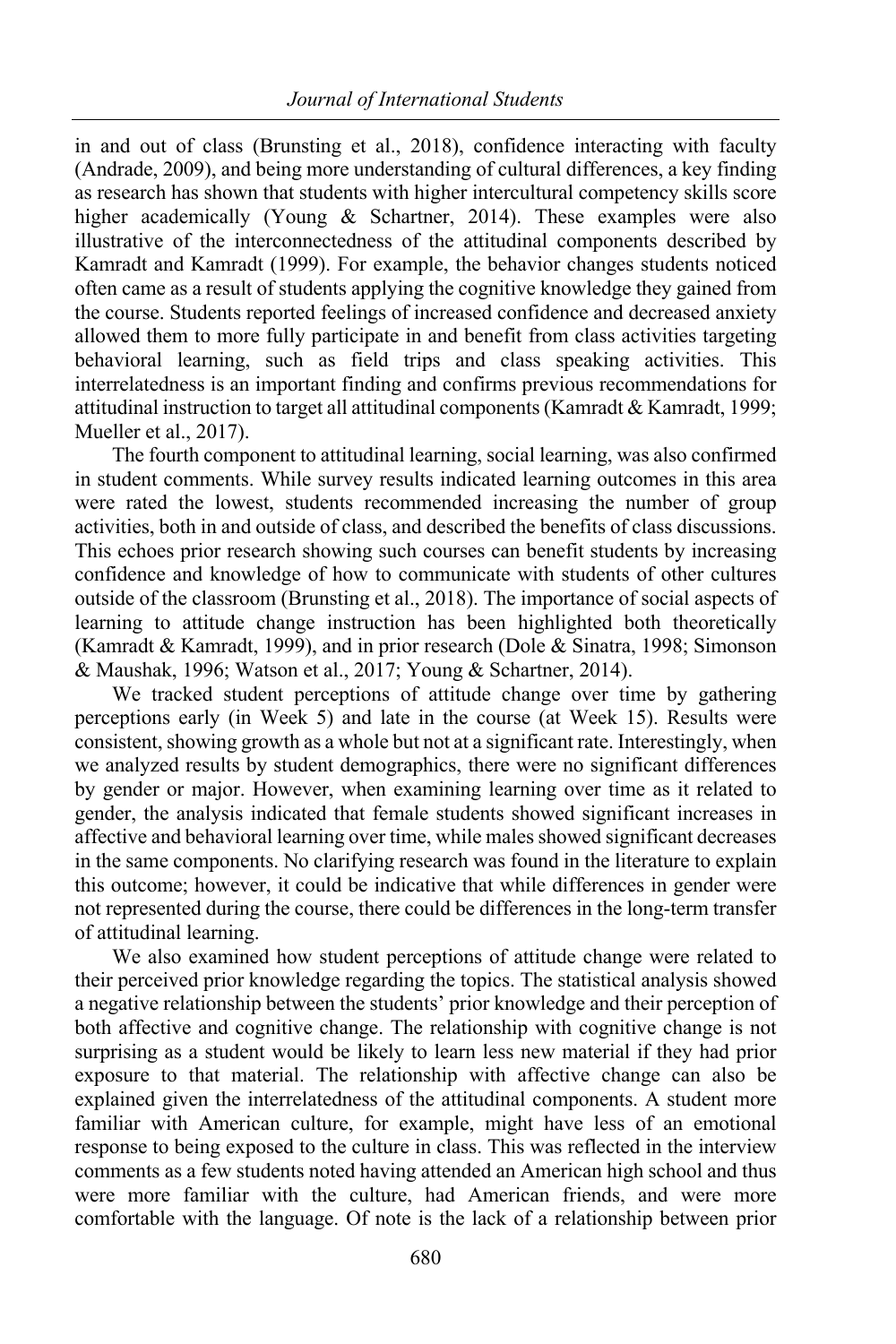in and out of class (Brunsting et al., 2018), confidence interacting with faculty (Andrade, 2009), and being more understanding of cultural differences, a key finding as research has shown that students with higher intercultural competency skills score higher academically (Young & Schartner, 2014). These examples were also illustrative of the interconnectedness of the attitudinal components described by Kamradt and Kamradt (1999). For example, the behavior changes students noticed often came as a result of students applying the cognitive knowledge they gained from the course. Students reported feelings of increased confidence and decreased anxiety allowed them to more fully participate in and benefit from class activities targeting behavioral learning, such as field trips and class speaking activities. This interrelatedness is an important finding and confirms previous recommendations for attitudinal instruction to target all attitudinal components (Kamradt & Kamradt, 1999; Mueller et al., 2017).

The fourth component to attitudinal learning, social learning, was also confirmed in student comments. While survey results indicated learning outcomes in this area were rated the lowest, students recommended increasing the number of group activities, both in and outside of class, and described the benefits of class discussions. This echoes prior research showing such courses can benefit students by increasing confidence and knowledge of how to communicate with students of other cultures outside of the classroom (Brunsting et al., 2018). The importance of social aspects of learning to attitude change instruction has been highlighted both theoretically (Kamradt & Kamradt, 1999), and in prior research (Dole & Sinatra, 1998; Simonson & Maushak, 1996; Watson et al., 2017; Young & Schartner, 2014).

We tracked student perceptions of attitude change over time by gathering perceptions early (in Week 5) and late in the course (at Week 15). Results were consistent, showing growth as a whole but not at a significant rate. Interestingly, when we analyzed results by student demographics, there were no significant differences by gender or major. However, when examining learning over time as it related to gender, the analysis indicated that female students showed significant increases in affective and behavioral learning over time, while males showed significant decreases in the same components. No clarifying research was found in the literature to explain this outcome; however, it could be indicative that while differences in gender were not represented during the course, there could be differences in the long-term transfer of attitudinal learning.

We also examined how student perceptions of attitude change were related to their perceived prior knowledge regarding the topics. The statistical analysis showed a negative relationship between the students' prior knowledge and their perception of both affective and cognitive change. The relationship with cognitive change is not surprising as a student would be likely to learn less new material if they had prior exposure to that material. The relationship with affective change can also be explained given the interrelatedness of the attitudinal components. A student more familiar with American culture, for example, might have less of an emotional response to being exposed to the culture in class. This was reflected in the interview comments as a few students noted having attended an American high school and thus were more familiar with the culture, had American friends, and were more comfortable with the language. Of note is the lack of a relationship between prior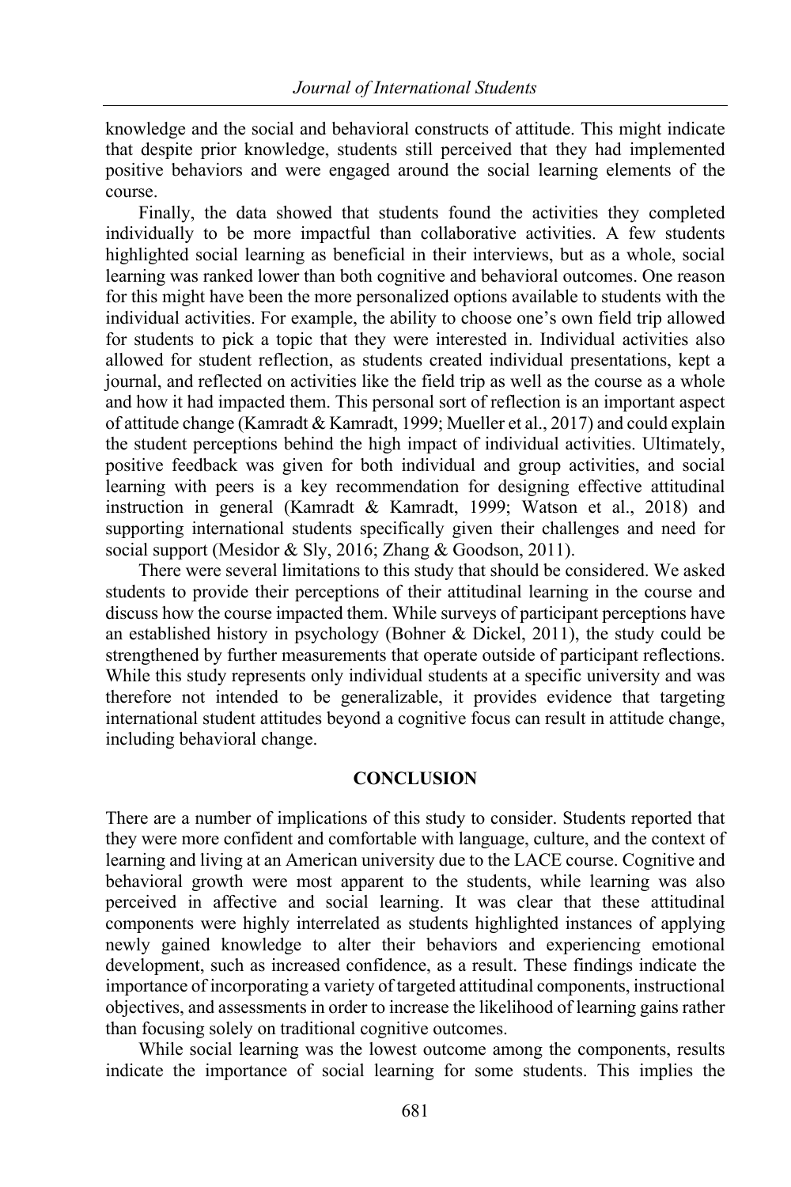knowledge and the social and behavioral constructs of attitude. This might indicate that despite prior knowledge, students still perceived that they had implemented positive behaviors and were engaged around the social learning elements of the course.

Finally, the data showed that students found the activities they completed individually to be more impactful than collaborative activities. A few students highlighted social learning as beneficial in their interviews, but as a whole, social learning was ranked lower than both cognitive and behavioral outcomes. One reason for this might have been the more personalized options available to students with the individual activities. For example, the ability to choose one's own field trip allowed for students to pick a topic that they were interested in. Individual activities also allowed for student reflection, as students created individual presentations, kept a journal, and reflected on activities like the field trip as well as the course as a whole and how it had impacted them. This personal sort of reflection is an important aspect of attitude change (Kamradt & Kamradt, 1999; Mueller et al., 2017) and could explain the student perceptions behind the high impact of individual activities. Ultimately, positive feedback was given for both individual and group activities, and social learning with peers is a key recommendation for designing effective attitudinal instruction in general (Kamradt & Kamradt, 1999; Watson et al., 2018) and supporting international students specifically given their challenges and need for social support (Mesidor & Sly, 2016; Zhang & Goodson, 2011).

There were several limitations to this study that should be considered. We asked students to provide their perceptions of their attitudinal learning in the course and discuss how the course impacted them. While surveys of participant perceptions have an established history in psychology (Bohner & Dickel, 2011), the study could be strengthened by further measurements that operate outside of participant reflections. While this study represents only individual students at a specific university and was therefore not intended to be generalizable, it provides evidence that targeting international student attitudes beyond a cognitive focus can result in attitude change, including behavioral change.

## CONCLUSION

There are a number of implications of this study to consider. Students reported that they were more confident and comfortable with language, culture, and the context of learning and living at an American university due to the LACE course. Cognitive and behavioral growth were most apparent to the students, while learning was also perceived in affective and social learning. It was clear that these attitudinal components were highly interrelated as students highlighted instances of applying newly gained knowledge to alter their behaviors and experiencing emotional development, such as increased confidence, as a result. These findings indicate the importance of incorporating a variety of targeted attitudinal components, instructional objectives, and assessments in order to increase the likelihood of learning gains rather than focusing solely on traditional cognitive outcomes.

While social learning was the lowest outcome among the components, results indicate the importance of social learning for some students. This implies the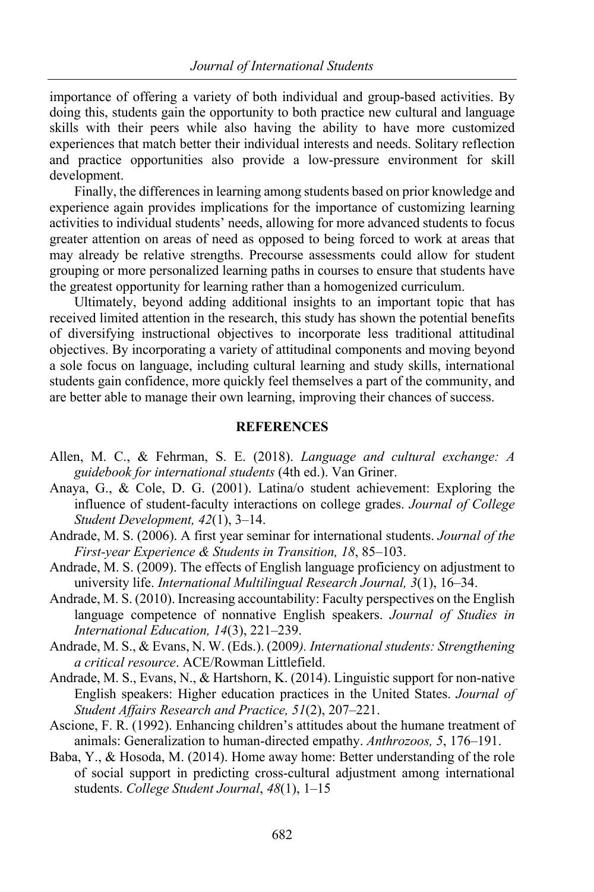importance of offering a variety of both individual and group-based activities. By doing this, students gain the opportunity to both practice new cultural and language skills with their peers while also having the ability to have more customized experiences that match better their individual interests and needs. Solitary reflection and practice opportunities also provide a low-pressure environment for skill development.

Finally, the differences in learning among students based on prior knowledge and experience again provides implications for the importance of customizing learning activities to individual students' needs, allowing for more advanced students to focus greater attention on areas of need as opposed to being forced to work at areas that may already be relative strengths. Precourse assessments could allow for student grouping or more personalized learning paths in courses to ensure that students have the greatest opportunity for learning rather than a homogenized curriculum.

Ultimately, beyond adding additional insights to an important topic that has received limited attention in the research, this study has shown the potential benefits of diversifying instructional objectives to incorporate less traditional attitudinal objectives. By incorporating a variety of attitudinal components and moving beyond a sole focus on language, including cultural learning and study skills, international students gain confidence, more quickly feel themselves a part of the community, and are better able to manage their own learning, improving their chances of success.

## REFERENCES

Allen, M. C., & Fehrman, S. E. (2018). *Language and cultural exchange: A guidebook for international students* (4th ed.). Van Griner.

Anaya, G., & Cole, D. G. (2001). Latina/o student achievement: Exploring the influence of student-faculty interactions on college grades. *Journal of College Student Development, 42*(1), 3–14.

Andrade, M. S. (2006). A first year seminar for international students. *Journal of the First-year Experience & Students in Transition, 18*, 85–103.

Andrade, M. S. (2009). The effects of English language proficiency on adjustment to university life. *International Multilingual Research Journal, 3*(1), 16–34.

Andrade, M. S. (2010). Increasing accountability: Faculty perspectives on the English language competence of nonnative English speakers. *Journal of Studies in International Education, 14*(3), 221–239.

Andrade, M. S., & Evans, N. W. (Eds.). (2009*). International students: Strengthening a critical resource*. ACE/Rowman Littlefield.

Andrade, M. S., Evans, N., & Hartshorn, K. (2014). Linguistic support for non-native English speakers: Higher education practices in the United States. *Journal of Student Affairs Research and Practice, 51*(2), 207–221.

Ascione, F. R. (1992). Enhancing children's attitudes about the humane treatment of animals: Generalization to human-directed empathy. *Anthrozoos, 5*, 176–191.

Baba, Y., & Hosoda, M. (2014). Home away home: Better understanding of the role of social support in predicting cross-cultural adjustment among international students. *College Student Journal*, *48*(1), 1–15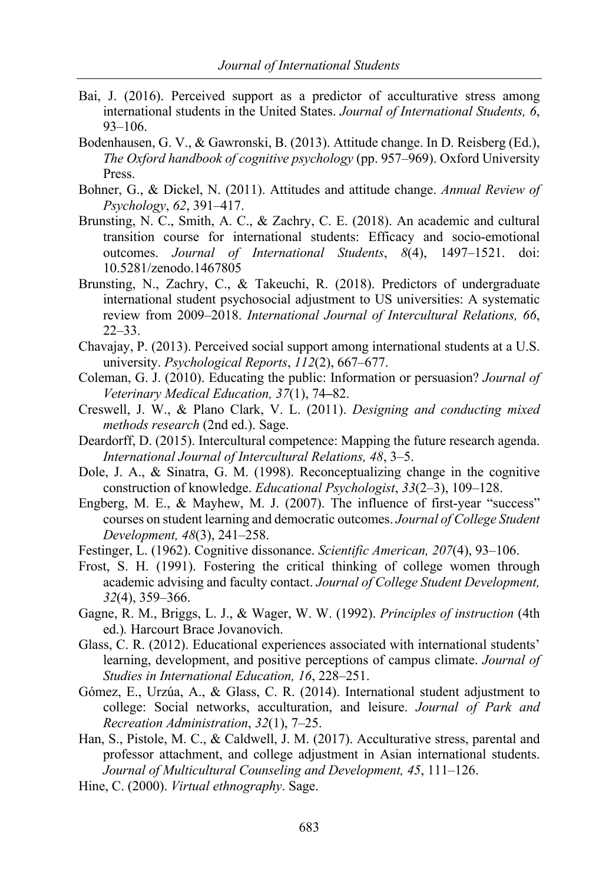Bai, J. (2016). Perceived support as a predictor of acculturative stress among international students in the United States. *Journal of International Students, 6*, 93–106.

Bodenhausen, G. V., & Gawronski, B. (2013). Attitude change. In D. Reisberg (Ed.), *The Oxford handbook of cognitive psychology* (pp. 957–969). Oxford University Press.

Bohner, G., & Dickel, N. (2011). Attitudes and attitude change. *Annual Review of Psychology*, *62*, 391–417.

Brunsting, N. C., Smith, A. C., & Zachry, C. E. (2018). An academic and cultural transition course for international students: Efficacy and socio-emotional outcomes. *Journal of International Students*, *8*(4), 1497–1521. doi: 10.5281/zenodo.1467805

Brunsting, N., Zachry, C., & Takeuchi, R. (2018). Predictors of undergraduate international student psychosocial adjustment to US universities: A systematic review from 2009–2018. *International Journal of Intercultural Relations, 66*, 22–33.

Chavajay, P. (2013). Perceived social support among international students at a U.S. university. *Psychological Reports*, *112*(2), 667–677.

Coleman, G. J. (2010). Educating the public: Information or persuasion? *Journal of Veterinary Medical Education, 37*(1), 74–82.

Creswell, J. W., & Plano Clark, V. L. (2011). *Designing and conducting mixed methods research* (2nd ed.). Sage.

Deardorff, D. (2015). Intercultural competence: Mapping the future research agenda. *International Journal of Intercultural Relations, 48*, 3–5.

Dole, J. A., & Sinatra, G. M. (1998). Reconceptualizing change in the cognitive construction of knowledge. *Educational Psychologist*, *33*(2–3), 109–128.

Engberg, M. E., & Mayhew, M. J. (2007). The influence of first-year "success" courses on student learning and democratic outcomes. *Journal of College Student Development, 48*(3), 241–258.

Festinger, L. (1962). Cognitive dissonance. *Scientific American, 207*(4), 93–106.

Frost, S. H. (1991). Fostering the critical thinking of college women through academic advising and faculty contact. *Journal of College Student Development, 32*(4), 359–366.

Gagne, R. M., Briggs, L. J., & Wager, W. W. (1992). *Principles of instruction* (4th ed.)*.* Harcourt Brace Jovanovich.

Glass, C. R. (2012). Educational experiences associated with international students' learning, development, and positive perceptions of campus climate. *Journal of Studies in International Education, 16*, 228–251.

Gómez, E., Urzúa, A., & Glass, C. R. (2014). International student adjustment to college: Social networks, acculturation, and leisure. *Journal of Park and Recreation Administration*, *32*(1), 7–25.

Han, S., Pistole, M. C., & Caldwell, J. M. (2017). Acculturative stress, parental and professor attachment, and college adjustment in Asian international students. *Journal of Multicultural Counseling and Development, 45*, 111–126.

Hine, C. (2000). *Virtual ethnography*. Sage.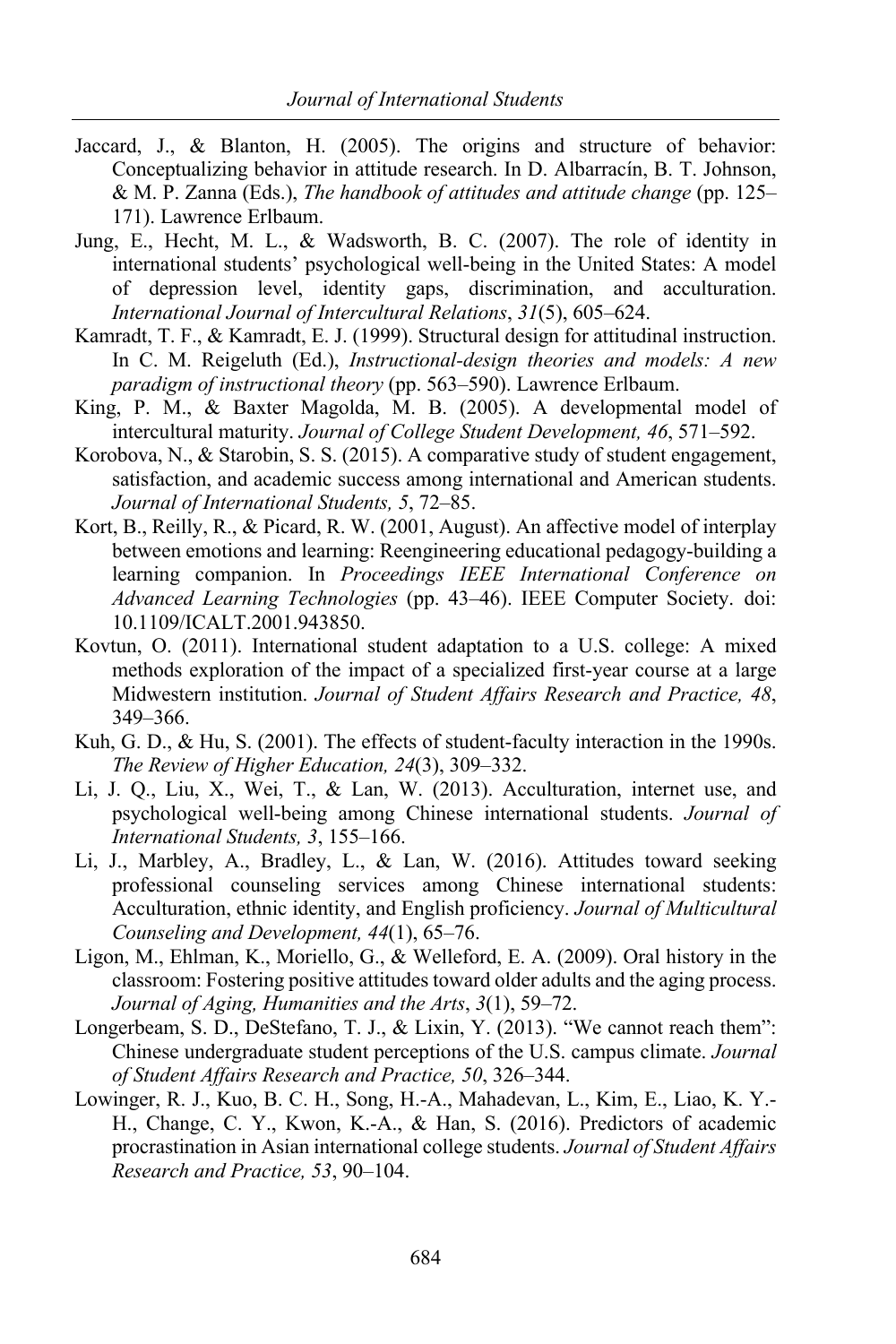Jaccard, J., & Blanton, H. (2005). The origins and structure of behavior: Conceptualizing behavior in attitude research. In D. Albarracín, B. T. Johnson, & M. P. Zanna (Eds.), *The handbook of attitudes and attitude change* (pp. 125–171). Lawrence Erlbaum.

Jung, E., Hecht, M. L., & Wadsworth, B. C. (2007). The role of identity in international students' psychological well-being in the United States: A model of depression level, identity gaps, discrimination, and acculturation. *International Journal of Intercultural Relations*, *31*(5), 605–624.

Kamradt, T. F., & Kamradt, E. J. (1999). Structural design for attitudinal instruction. In C. M. Reigeluth (Ed.), *Instructional-design theories and models: A new paradigm of instructional theory* (pp. 563–590). Lawrence Erlbaum.

King, P. M., & Baxter Magolda, M. B. (2005). A developmental model of intercultural maturity. *Journal of College Student Development, 46*, 571–592.

Korobova, N., & Starobin, S. S. (2015). A comparative study of student engagement, satisfaction, and academic success among international and American students. *Journal of International Students, 5*, 72–85.

Kort, B., Reilly, R., & Picard, R. W. (2001, August). An affective model of interplay between emotions and learning: Reengineering educational pedagogy-building a learning companion. In *Proceedings IEEE International Conference on Advanced Learning Technologies* (pp. 43–46). IEEE Computer Society. doi: 10.1109/ICALT.2001.943850.

Kovtun, O. (2011). International student adaptation to a U.S. college: A mixed methods exploration of the impact of a specialized first-year course at a large Midwestern institution. *Journal of Student Affairs Research and Practice, 48*, 349–366.

Kuh, G. D., & Hu, S. (2001). The effects of student-faculty interaction in the 1990s. *The Review of Higher Education, 24*(3), 309–332.

Li, J. Q., Liu, X., Wei, T., & Lan, W. (2013). Acculturation, internet use, and psychological well-being among Chinese international students. *Journal of International Students, 3*, 155–166.

Li, J., Marbley, A., Bradley, L., & Lan, W. (2016). Attitudes toward seeking professional counseling services among Chinese international students: Acculturation, ethnic identity, and English proficiency. *Journal of Multicultural Counseling and Development, 44*(1), 65–76.

Ligon, M., Ehlman, K., Moriello, G., & Welleford, E. A. (2009). Oral history in the classroom: Fostering positive attitudes toward older adults and the aging process. *Journal of Aging, Humanities and the Arts*, *3*(1), 59–72.

Longerbeam, S. D., DeStefano, T. J., & Lixin, Y. (2013). "We cannot reach them": Chinese undergraduate student perceptions of the U.S. campus climate. *Journal of Student Affairs Research and Practice, 50*, 326–344.

Lowinger, R. J., Kuo, B. C. H., Song, H.-A., Mahadevan, L., Kim, E., Liao, K. Y.-H., Change, C. Y., Kwon, K.-A., & Han, S. (2016). Predictors of academic procrastination in Asian international college students. *Journal of Student Affairs Research and Practice, 53*, 90–104.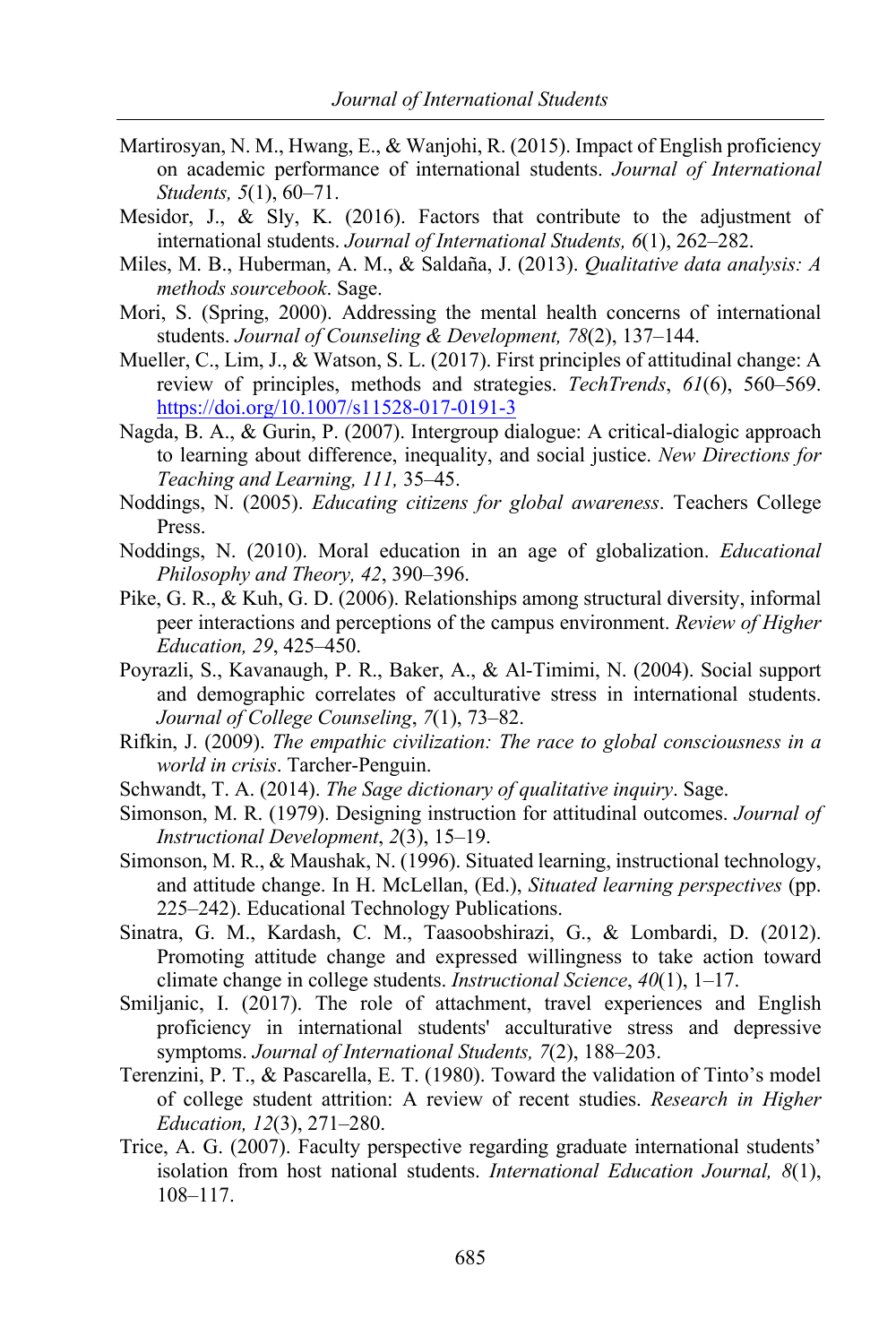Martirosyan, N. M., Hwang, E., & Wanjohi, R. (2015). Impact of English proficiency on academic performance of international students. *Journal of International Students, 5*(1), 60–71.

Mesidor, J., & Sly, K. (2016). Factors that contribute to the adjustment of international students. *Journal of International Students, 6*(1), 262–282.

Miles, M. B., Huberman, A. M., & Saldaña, J. (2013). *Qualitative data analysis: A methods sourcebook*. Sage.

Mori, S. (Spring, 2000). Addressing the mental health concerns of international students. *Journal of Counseling & Development, 78*(2), 137–144.

Mueller, C., Lim, J., & Watson, S. L. (2017). First principles of attitudinal change: A review of principles, methods and strategies. *TechTrends*, *61*(6), 560–569. https://doi.org/10.1007/s11528-017-0191-3

Nagda, B. A., & Gurin, P. (2007). Intergroup dialogue: A critical-dialogic approach to learning about difference, inequality, and social justice. *New Directions for Teaching and Learning, 111,* 35–45.

Noddings, N. (2005). *Educating citizens for global awareness*. Teachers College Press.

Noddings, N. (2010). Moral education in an age of globalization. *Educational Philosophy and Theory, 42*, 390–396.

Pike, G. R., & Kuh, G. D. (2006). Relationships among structural diversity, informal peer interactions and perceptions of the campus environment. *Review of Higher Education, 29*, 425–450.

Poyrazli, S., Kavanaugh, P. R., Baker, A., & Al-Timimi, N. (2004). Social support and demographic correlates of acculturative stress in international students. *Journal of College Counseling*, *7*(1), 73–82.

Rifkin, J. (2009). *The empathic civilization: The race to global consciousness in a world in crisis*. Tarcher-Penguin.

Schwandt, T. A. (2014). *The Sage dictionary of qualitative inquiry*. Sage.

Simonson, M. R. (1979). Designing instruction for attitudinal outcomes. *Journal of Instructional Development*, *2*(3), 15–19.

Simonson, M. R., & Maushak, N. (1996). Situated learning, instructional technology, and attitude change. In H. McLellan, (Ed.), *Situated learning perspectives* (pp. 225–242). Educational Technology Publications.

Sinatra, G. M., Kardash, C. M., Taasoobshirazi, G., & Lombardi, D. (2012). Promoting attitude change and expressed willingness to take action toward climate change in college students. *Instructional Science*, *40*(1), 1–17.

Smiljanic, I. (2017). The role of attachment, travel experiences and English proficiency in international students' acculturative stress and depressive symptoms. *Journal of International Students, 7*(2), 188–203.

Terenzini, P. T., & Pascarella, E. T. (1980). Toward the validation of Tinto's model of college student attrition: A review of recent studies. *Research in Higher Education, 12*(3), 271–280.

Trice, A. G. (2007). Faculty perspective regarding graduate international students' isolation from host national students. *International Education Journal, 8*(1), 108–117.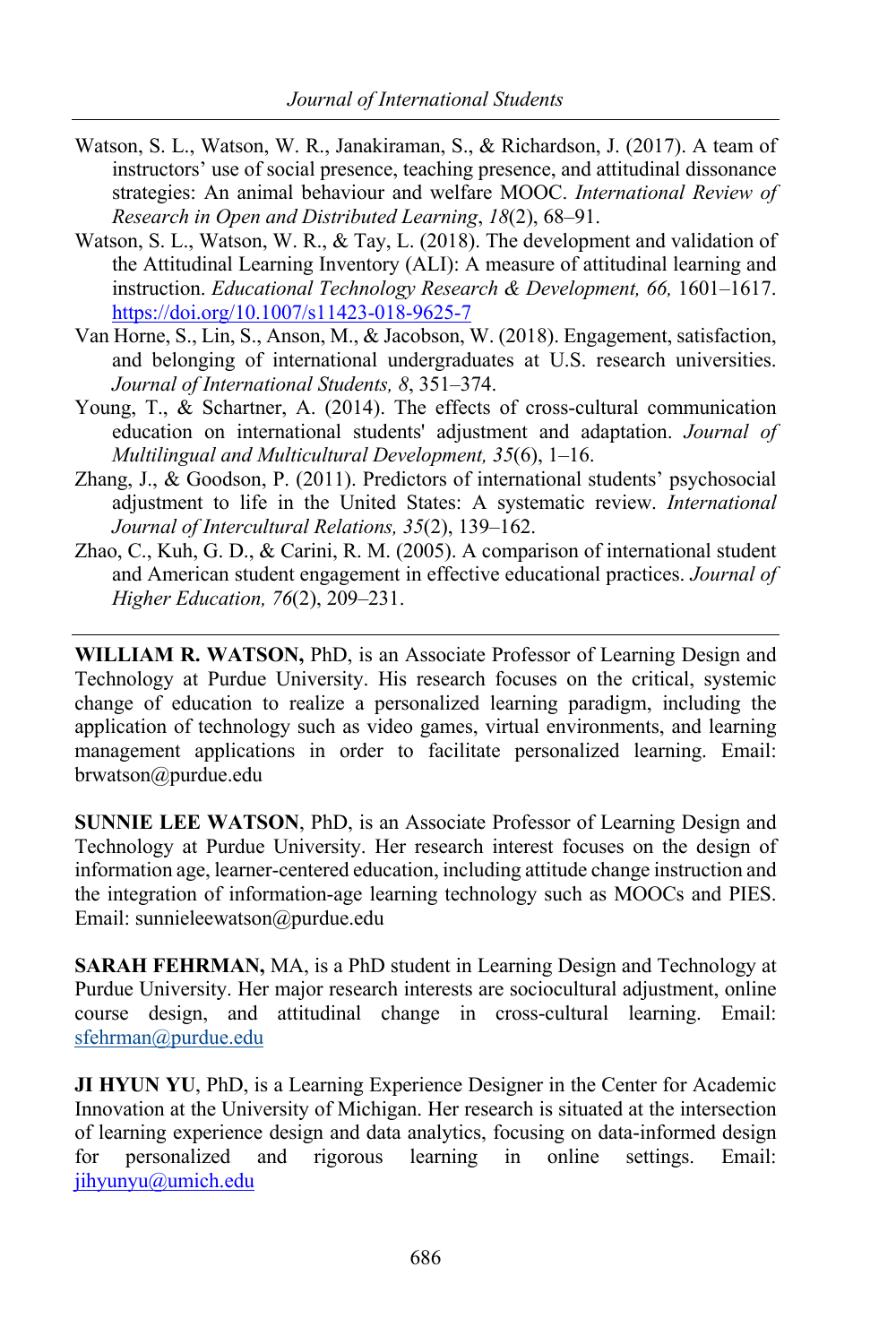Watson, S. L., Watson, W. R., Janakiraman, S., & Richardson, J. (2017). A team of instructors' use of social presence, teaching presence, and attitudinal dissonance strategies: An animal behaviour and welfare MOOC. *International Review of Research in Open and Distributed Learning*, *18*(2), 68–91.

Watson, S. L., Watson, W. R., & Tay, L. (2018). The development and validation of the Attitudinal Learning Inventory (ALI): A measure of attitudinal learning and instruction. *Educational Technology Research & Development, 66,* 1601–1617. https://doi.org/10.1007/s11423-018-9625-7

Van Horne, S., Lin, S., Anson, M., & Jacobson, W. (2018). Engagement, satisfaction, and belonging of international undergraduates at U.S. research universities. *Journal of International Students, 8*, 351–374.

Young, T., & Schartner, A. (2014). The effects of cross-cultural communication education on international students' adjustment and adaptation. *Journal of Multilingual and Multicultural Development, 35*(6), 1–16.

Zhang, J., & Goodson, P. (2011). Predictors of international students' psychosocial adjustment to life in the United States: A systematic review. *International Journal of Intercultural Relations, 35*(2), 139–162.

Zhao, C., Kuh, G. D., & Carini, R. M. (2005). A comparison of international student and American student engagement in effective educational practices. *Journal of Higher Education, 76*(2), 209–231.

---

**WILLIAM R. WATSON,** PhD, is an Associate Professor of Learning Design and Technology at Purdue University. His research focuses on the critical, systemic change of education to realize a personalized learning paradigm, including the application of technology such as video games, virtual environments, and learning management applications in order to facilitate personalized learning. Email: brwatson@purdue.edu

**SUNNIE LEE WATSON**, PhD, is an Associate Professor of Learning Design and Technology at Purdue University. Her research interest focuses on the design of information age, learner-centered education, including attitude change instruction and the integration of information-age learning technology such as MOOCs and PIES. Email: sunnieleewatson@purdue.edu

**SARAH FEHRMAN,** MA, is a PhD student in Learning Design and Technology at Purdue University. Her major research interests are sociocultural adjustment, online course design, and attitudinal change in cross-cultural learning. Email: sfehrman@purdue.edu

**JI HYUN YU**, PhD, is a Learning Experience Designer in the Center for Academic Innovation at the University of Michigan. Her research is situated at the intersection of learning experience design and data analytics, focusing on data-informed design for personalized and rigorous learning in online settings. Email: jihyunyu@umich.edu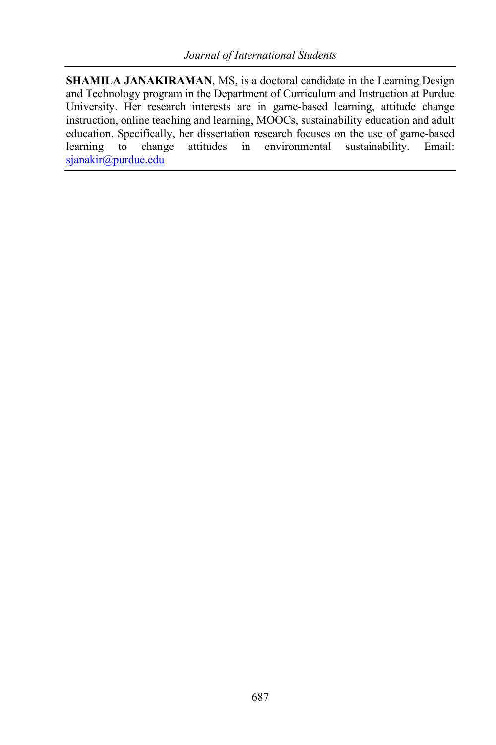**SHAMILA JANAKIRAMAN**, MS, is a doctoral candidate in the Learning Design and Technology program in the Department of Curriculum and Instruction at Purdue University. Her research interests are in game-based learning, attitude change instruction, online teaching and learning, MOOCs, sustainability education and adult education. Specifically, her dissertation research focuses on the use of game-based learning to change attitudes in environmental sustainability. Email: sjanakir@purdue.edu